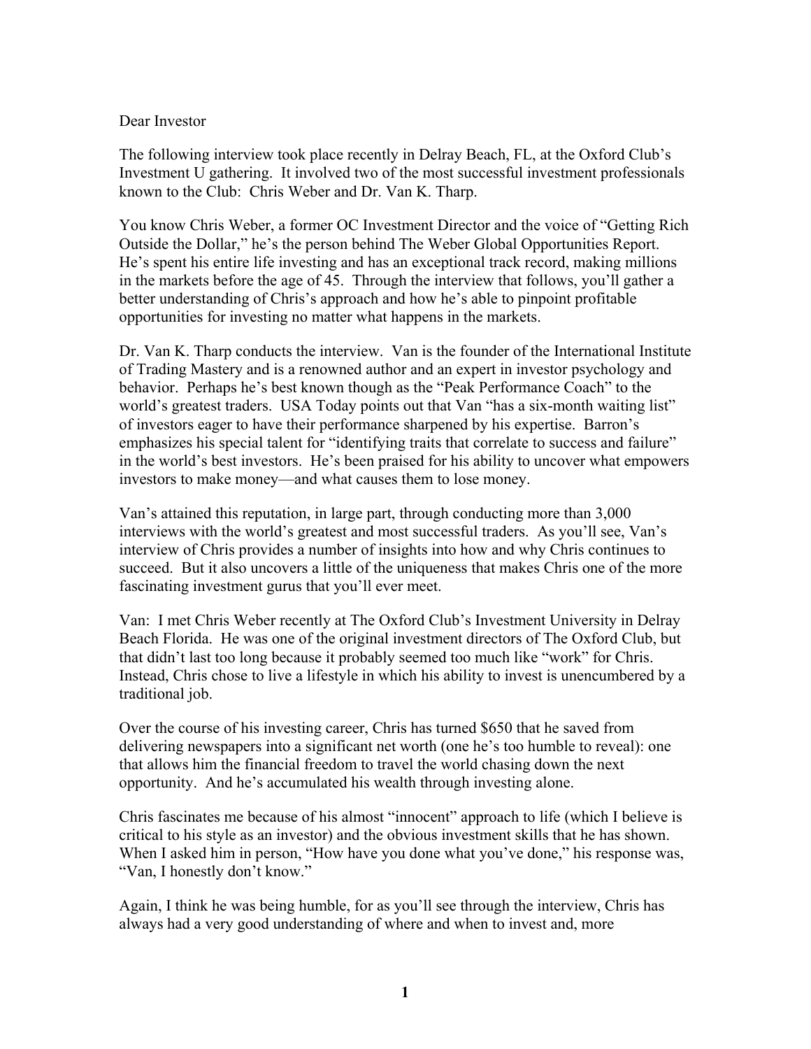Dear Investor

The following interview took place recently in Delray Beach, FL, at the Oxford Club's Investment U gathering. It involved two of the most successful investment professionals known to the Club: Chris Weber and Dr. Van K. Tharp.

You know Chris Weber, a former OC Investment Director and the voice of "Getting Rich Outside the Dollar," he's the person behind The Weber Global Opportunities Report. He's spent his entire life investing and has an exceptional track record, making millions in the markets before the age of 45. Through the interview that follows, you'll gather a better understanding of Chris's approach and how he's able to pinpoint profitable opportunities for investing no matter what happens in the markets.

Dr. Van K. Tharp conducts the interview. Van is the founder of the International Institute of Trading Mastery and is a renowned author and an expert in investor psychology and behavior. Perhaps he's best known though as the "Peak Performance Coach" to the world's greatest traders. USA Today points out that Van "has a six-month waiting list" of investors eager to have their performance sharpened by his expertise. Barron's emphasizes his special talent for "identifying traits that correlate to success and failure" in the world's best investors. He's been praised for his ability to uncover what empowers investors to make money—and what causes them to lose money.

Van's attained this reputation, in large part, through conducting more than 3,000 interviews with the world's greatest and most successful traders. As you'll see, Van's interview of Chris provides a number of insights into how and why Chris continues to succeed. But it also uncovers a little of the uniqueness that makes Chris one of the more fascinating investment gurus that you'll ever meet.

Van: I met Chris Weber recently at The Oxford Club's Investment University in Delray Beach Florida. He was one of the original investment directors of The Oxford Club, but that didn't last too long because it probably seemed too much like "work" for Chris. Instead, Chris chose to live a lifestyle in which his ability to invest is unencumbered by a traditional job.

Over the course of his investing career, Chris has turned $650 that he saved from delivering newspapers into a significant net worth (one he's too humble to reveal): one that allows him the financial freedom to travel the world chasing down the next opportunity. And he's accumulated his wealth through investing alone.

Chris fascinates me because of his almost "innocent" approach to life (which I believe is critical to his style as an investor) and the obvious investment skills that he has shown. When I asked him in person, "How have you done what you've done," his response was, "Van, I honestly don't know."

Again, I think he was being humble, for as you'll see through the interview, Chris has always had a very good understanding of where and when to invest and, more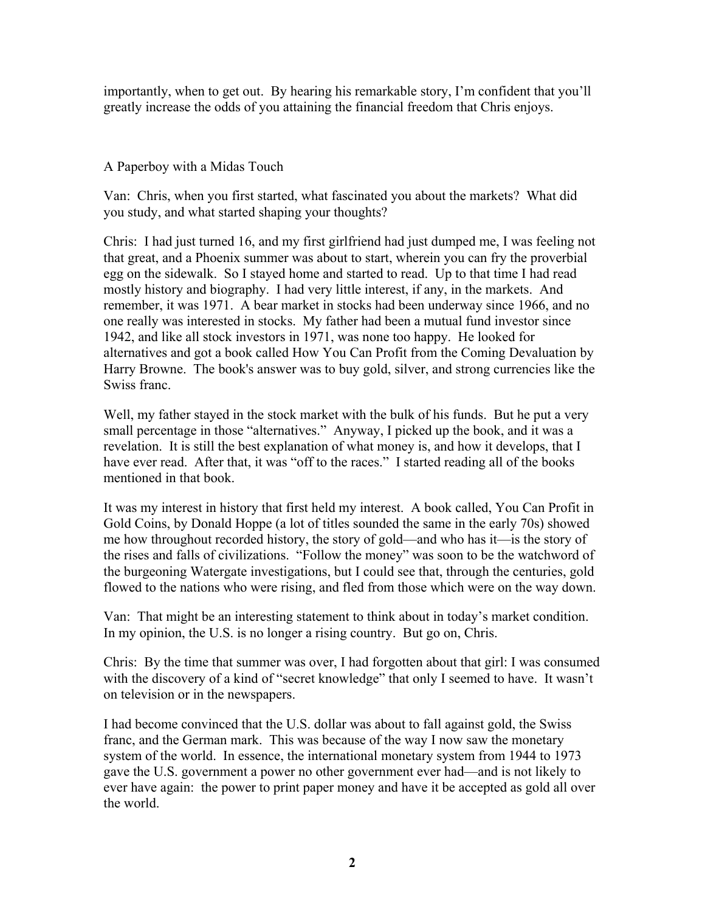importantly, when to get out. By hearing his remarkable story, I'm confident that you'll greatly increase the odds of you attaining the financial freedom that Chris enjoys.

## A Paperboy with a Midas Touch

Van: Chris, when you first started, what fascinated you about the markets? What did you study, and what started shaping your thoughts?

Chris: I had just turned 16, and my first girlfriend had just dumped me, I was feeling not that great, and a Phoenix summer was about to start, wherein you can fry the proverbial egg on the sidewalk. So I stayed home and started to read. Up to that time I had read mostly history and biography. I had very little interest, if any, in the markets. And remember, it was 1971. A bear market in stocks had been underway since 1966, and no one really was interested in stocks. My father had been a mutual fund investor since 1942, and like all stock investors in 1971, was none too happy. He looked for alternatives and got a book called How You Can Profit from the Coming Devaluation by Harry Browne. The book's answer was to buy gold, silver, and strong currencies like the Swiss franc.

Well, my father stayed in the stock market with the bulk of his funds. But he put a very small percentage in those "alternatives." Anyway, I picked up the book, and it was a revelation. It is still the best explanation of what money is, and how it develops, that I have ever read. After that, it was "off to the races." I started reading all of the books mentioned in that book.

It was my interest in history that first held my interest. A book called, You Can Profit in Gold Coins, by Donald Hoppe (a lot of titles sounded the same in the early 70s) showed me how throughout recorded history, the story of gold—and who has it—is the story of the rises and falls of civilizations. "Follow the money" was soon to be the watchword of the burgeoning Watergate investigations, but I could see that, through the centuries, gold flowed to the nations who were rising, and fled from those which were on the way down.

Van: That might be an interesting statement to think about in today's market condition. In my opinion, the U.S. is no longer a rising country. But go on, Chris.

Chris: By the time that summer was over, I had forgotten about that girl: I was consumed with the discovery of a kind of "secret knowledge" that only I seemed to have. It wasn't on television or in the newspapers.

I had become convinced that the U.S. dollar was about to fall against gold, the Swiss franc, and the German mark. This was because of the way I now saw the monetary system of the world. In essence, the international monetary system from 1944 to 1973 gave the U.S. government a power no other government ever had—and is not likely to ever have again: the power to print paper money and have it be accepted as gold all over the world.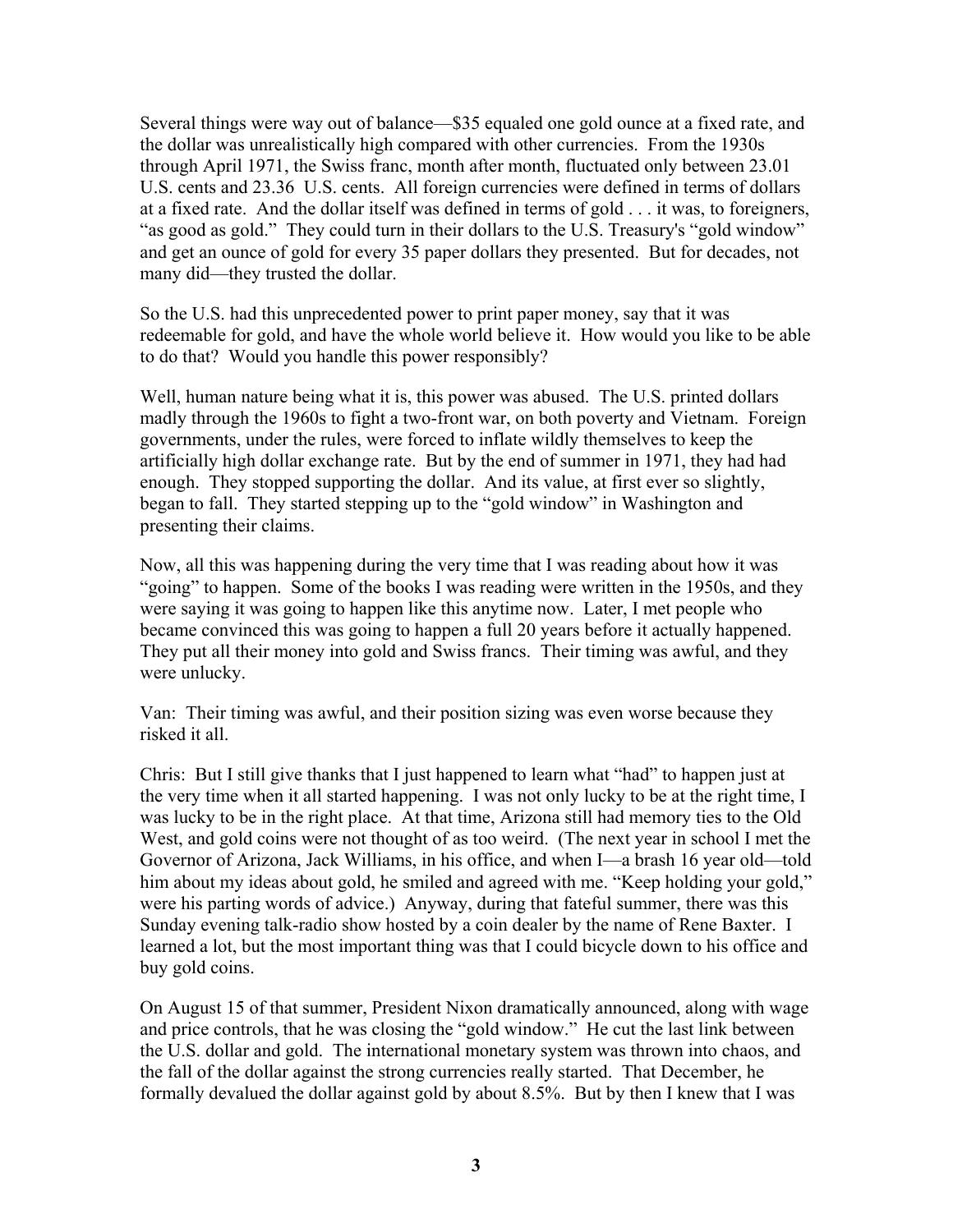Several things were way out of balance—$35 equaled one gold ounce at a fixed rate, and the dollar was unrealistically high compared with other currencies. From the 1930s through April 1971, the Swiss franc, month after month, fluctuated only between 23.01 U.S. cents and 23.36 U.S. cents. All foreign currencies were defined in terms of dollars at a fixed rate. And the dollar itself was defined in terms of gold . . . it was, to foreigners, "as good as gold." They could turn in their dollars to the U.S. Treasury's "gold window" and get an ounce of gold for every 35 paper dollars they presented. But for decades, not many did—they trusted the dollar.

So the U.S. had this unprecedented power to print paper money, say that it was redeemable for gold, and have the whole world believe it. How would you like to be able to do that? Would you handle this power responsibly?

Well, human nature being what it is, this power was abused. The U.S. printed dollars madly through the 1960s to fight a two-front war, on both poverty and Vietnam. Foreign governments, under the rules, were forced to inflate wildly themselves to keep the artificially high dollar exchange rate. But by the end of summer in 1971, they had had enough. They stopped supporting the dollar. And its value, at first ever so slightly, began to fall. They started stepping up to the "gold window" in Washington and presenting their claims.

Now, all this was happening during the very time that I was reading about how it was "going" to happen. Some of the books I was reading were written in the 1950s, and they were saying it was going to happen like this anytime now. Later, I met people who became convinced this was going to happen a full 20 years before it actually happened. They put all their money into gold and Swiss francs. Their timing was awful, and they were unlucky.

Van: Their timing was awful, and their position sizing was even worse because they risked it all.

Chris: But I still give thanks that I just happened to learn what "had" to happen just at the very time when it all started happening. I was not only lucky to be at the right time, I was lucky to be in the right place. At that time, Arizona still had memory ties to the Old West, and gold coins were not thought of as too weird. (The next year in school I met the Governor of Arizona, Jack Williams, in his office, and when I—a brash 16 year old—told him about my ideas about gold, he smiled and agreed with me. "Keep holding your gold," were his parting words of advice.) Anyway, during that fateful summer, there was this Sunday evening talk-radio show hosted by a coin dealer by the name of Rene Baxter. I learned a lot, but the most important thing was that I could bicycle down to his office and buy gold coins.

On August 15 of that summer, President Nixon dramatically announced, along with wage and price controls, that he was closing the "gold window." He cut the last link between the U.S. dollar and gold. The international monetary system was thrown into chaos, and the fall of the dollar against the strong currencies really started. That December, he formally devalued the dollar against gold by about 8.5%. But by then I knew that I was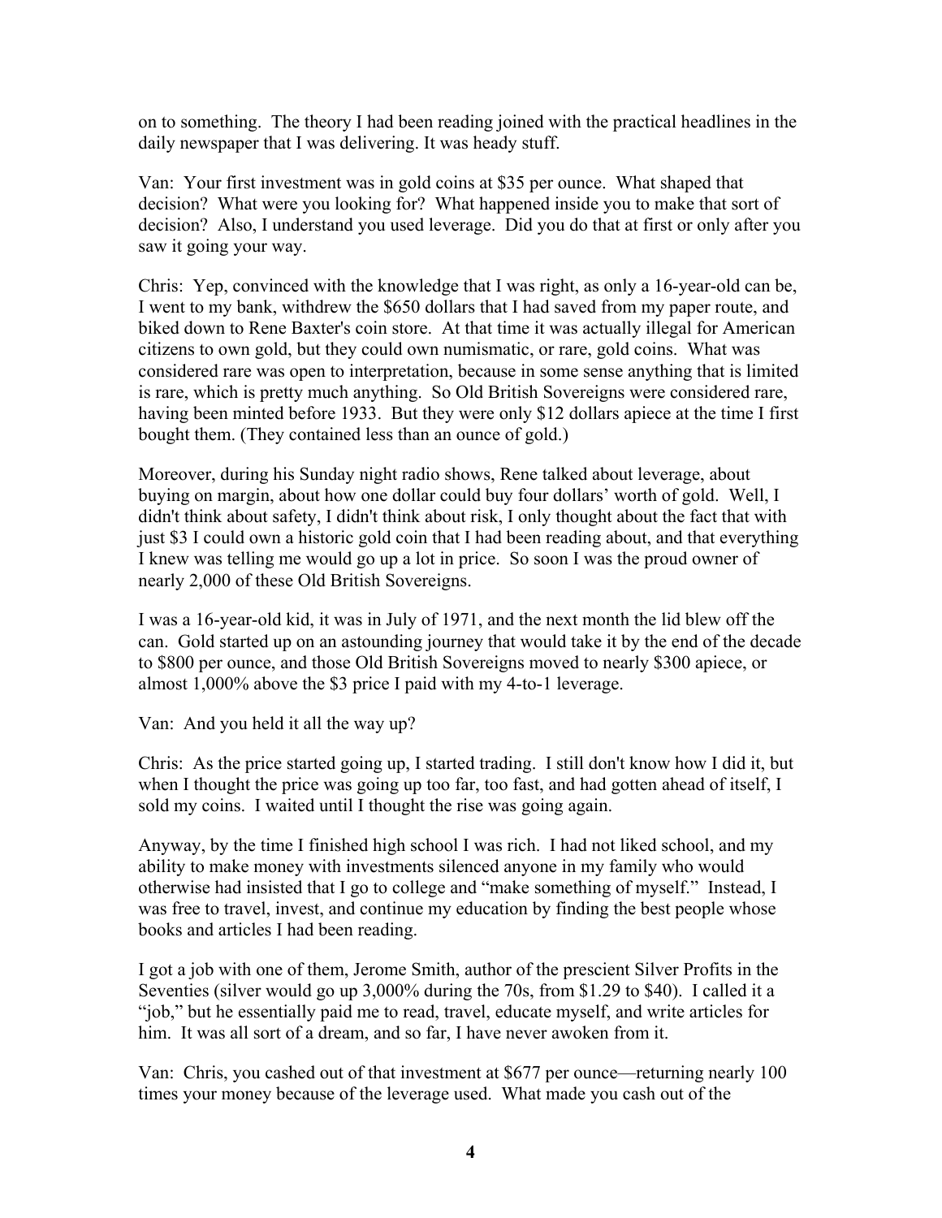on to something. The theory I had been reading joined with the practical headlines in the daily newspaper that I was delivering. It was heady stuff.

Van: Your first investment was in gold coins at $35 per ounce. What shaped that decision? What were you looking for? What happened inside you to make that sort of decision? Also, I understand you used leverage. Did you do that at first or only after you saw it going your way.

Chris: Yep, convinced with the knowledge that I was right, as only a 16-year-old can be, I went to my bank, withdrew the $650 dollars that I had saved from my paper route, and biked down to Rene Baxter's coin store. At that time it was actually illegal for American citizens to own gold, but they could own numismatic, or rare, gold coins. What was considered rare was open to interpretation, because in some sense anything that is limited is rare, which is pretty much anything. So Old British Sovereigns were considered rare, having been minted before 1933. But they were only $12 dollars apiece at the time I first bought them. (They contained less than an ounce of gold.)

Moreover, during his Sunday night radio shows, Rene talked about leverage, about buying on margin, about how one dollar could buy four dollars' worth of gold. Well, I didn't think about safety, I didn't think about risk, I only thought about the fact that with just $3 I could own a historic gold coin that I had been reading about, and that everything I knew was telling me would go up a lot in price. So soon I was the proud owner of nearly 2,000 of these Old British Sovereigns.

I was a 16-year-old kid, it was in July of 1971, and the next month the lid blew off the can. Gold started up on an astounding journey that would take it by the end of the decade to $800 per ounce, and those Old British Sovereigns moved to nearly $300 apiece, or almost 1,000% above the $3 price I paid with my 4-to-1 leverage.

Van: And you held it all the way up?

Chris: As the price started going up, I started trading. I still don't know how I did it, but when I thought the price was going up too far, too fast, and had gotten ahead of itself, I sold my coins. I waited until I thought the rise was going again.

Anyway, by the time I finished high school I was rich. I had not liked school, and my ability to make money with investments silenced anyone in my family who would otherwise had insisted that I go to college and "make something of myself." Instead, I was free to travel, invest, and continue my education by finding the best people whose books and articles I had been reading.

I got a job with one of them, Jerome Smith, author of the prescient Silver Profits in the Seventies (silver would go up 3,000% during the 70s, from $1.29 to $40). I called it a "job," but he essentially paid me to read, travel, educate myself, and write articles for him. It was all sort of a dream, and so far, I have never awoken from it.

Van: Chris, you cashed out of that investment at $677 per ounce—returning nearly 100 times your money because of the leverage used. What made you cash out of the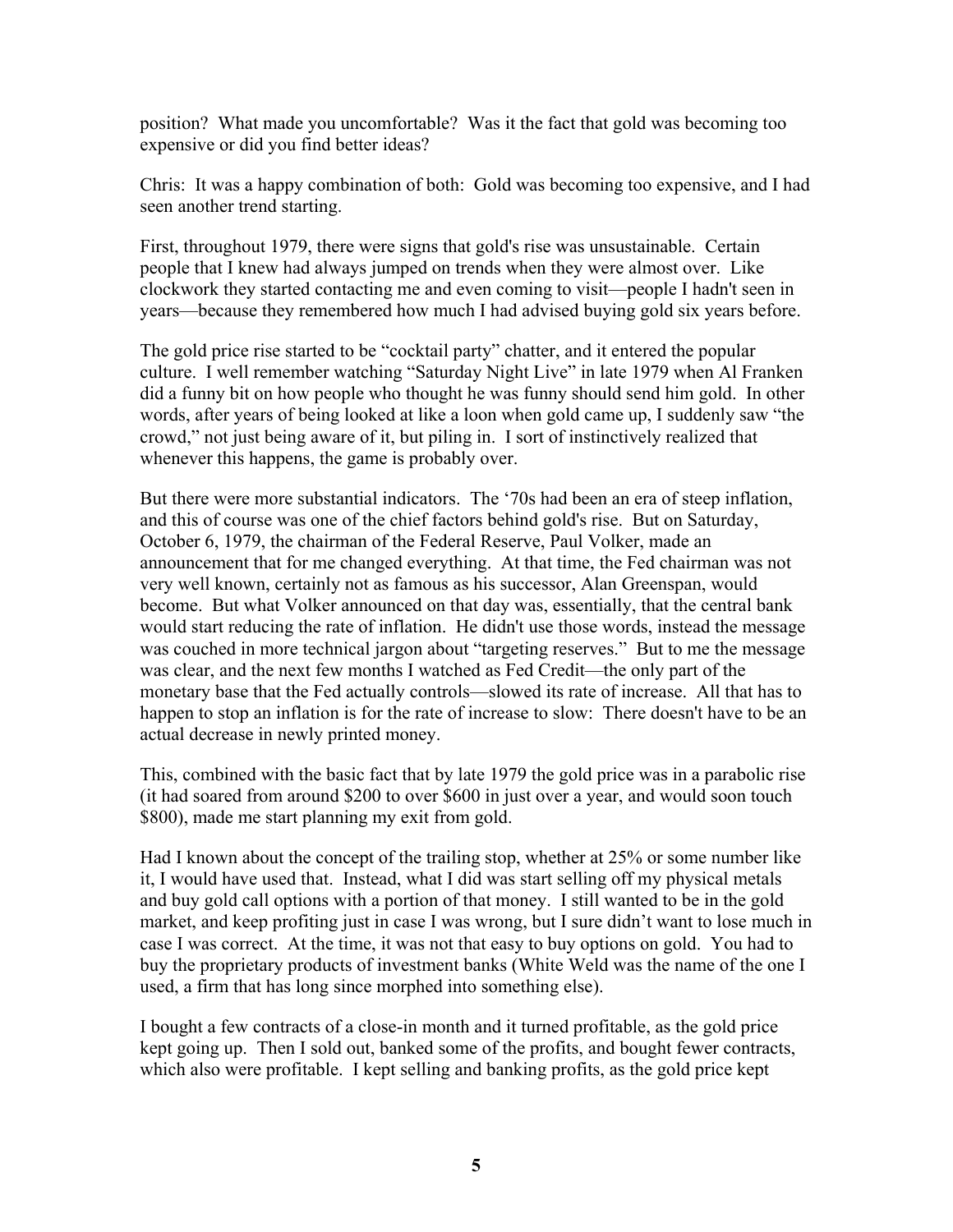position? What made you uncomfortable? Was it the fact that gold was becoming too expensive or did you find better ideas?

Chris: It was a happy combination of both: Gold was becoming too expensive, and I had seen another trend starting.

First, throughout 1979, there were signs that gold's rise was unsustainable. Certain people that I knew had always jumped on trends when they were almost over. Like clockwork they started contacting me and even coming to visit—people I hadn't seen in years—because they remembered how much I had advised buying gold six years before.

The gold price rise started to be "cocktail party" chatter, and it entered the popular culture. I well remember watching "Saturday Night Live" in late 1979 when Al Franken did a funny bit on how people who thought he was funny should send him gold. In other words, after years of being looked at like a loon when gold came up, I suddenly saw "the crowd," not just being aware of it, but piling in. I sort of instinctively realized that whenever this happens, the game is probably over.

But there were more substantial indicators. The '70s had been an era of steep inflation, and this of course was one of the chief factors behind gold's rise. But on Saturday, October 6, 1979, the chairman of the Federal Reserve, Paul Volker, made an announcement that for me changed everything. At that time, the Fed chairman was not very well known, certainly not as famous as his successor, Alan Greenspan, would become. But what Volker announced on that day was, essentially, that the central bank would start reducing the rate of inflation. He didn't use those words, instead the message was couched in more technical jargon about "targeting reserves." But to me the message was clear, and the next few months I watched as Fed Credit—the only part of the monetary base that the Fed actually controls—slowed its rate of increase. All that has to happen to stop an inflation is for the rate of increase to slow: There doesn't have to be an actual decrease in newly printed money.

This, combined with the basic fact that by late 1979 the gold price was in a parabolic rise (it had soared from around \$200 to over \$600 in just over a year, and would soon touch \$800), made me start planning my exit from gold.

Had I known about the concept of the trailing stop, whether at 25% or some number like it, I would have used that. Instead, what I did was start selling off my physical metals and buy gold call options with a portion of that money. I still wanted to be in the gold market, and keep profiting just in case I was wrong, but I sure didn't want to lose much in case I was correct. At the time, it was not that easy to buy options on gold. You had to buy the proprietary products of investment banks (White Weld was the name of the one I used, a firm that has long since morphed into something else).

I bought a few contracts of a close-in month and it turned profitable, as the gold price kept going up. Then I sold out, banked some of the profits, and bought fewer contracts, which also were profitable. I kept selling and banking profits, as the gold price kept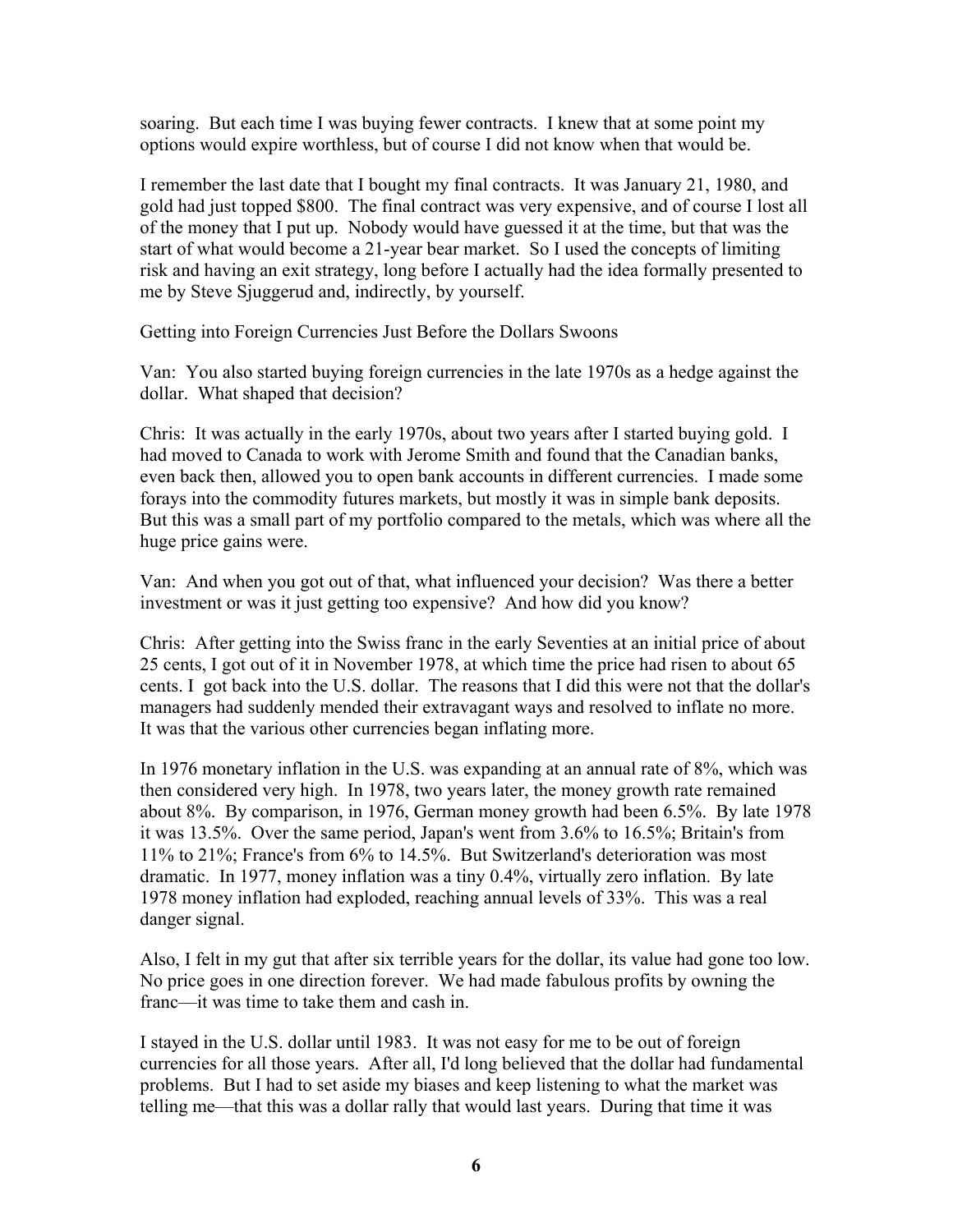soaring. But each time I was buying fewer contracts. I knew that at some point my options would expire worthless, but of course I did not know when that would be.

I remember the last date that I bought my final contracts. It was January 21, 1980, and gold had just topped $800. The final contract was very expensive, and of course I lost all of the money that I put up. Nobody would have guessed it at the time, but that was the start of what would become a 21-year bear market. So I used the concepts of limiting risk and having an exit strategy, long before I actually had the idea formally presented to me by Steve Sjuggerud and, indirectly, by yourself.

## Getting into Foreign Currencies Just Before the Dollars Swoons

Van: You also started buying foreign currencies in the late 1970s as a hedge against the dollar. What shaped that decision?

Chris: It was actually in the early 1970s, about two years after I started buying gold. I had moved to Canada to work with Jerome Smith and found that the Canadian banks, even back then, allowed you to open bank accounts in different currencies. I made some forays into the commodity futures markets, but mostly it was in simple bank deposits. But this was a small part of my portfolio compared to the metals, which was where all the huge price gains were.

Van: And when you got out of that, what influenced your decision? Was there a better investment or was it just getting too expensive? And how did you know?

Chris: After getting into the Swiss franc in the early Seventies at an initial price of about 25 cents, I got out of it in November 1978, at which time the price had risen to about 65 cents. I got back into the U.S. dollar. The reasons that I did this were not that the dollar's managers had suddenly mended their extravagant ways and resolved to inflate no more. It was that the various other currencies began inflating more.

In 1976 monetary inflation in the U.S. was expanding at an annual rate of 8%, which was then considered very high. In 1978, two years later, the money growth rate remained about 8%. By comparison, in 1976, German money growth had been 6.5%. By late 1978 it was 13.5%. Over the same period, Japan's went from 3.6% to 16.5%; Britain's from 11% to 21%; France's from 6% to 14.5%. But Switzerland's deterioration was most dramatic. In 1977, money inflation was a tiny 0.4%, virtually zero inflation. By late 1978 money inflation had exploded, reaching annual levels of 33%. This was a real danger signal.

Also, I felt in my gut that after six terrible years for the dollar, its value had gone too low. No price goes in one direction forever. We had made fabulous profits by owning the franc—it was time to take them and cash in.

I stayed in the U.S. dollar until 1983. It was not easy for me to be out of foreign currencies for all those years. After all, I'd long believed that the dollar had fundamental problems. But I had to set aside my biases and keep listening to what the market was telling me—that this was a dollar rally that would last years. During that time it was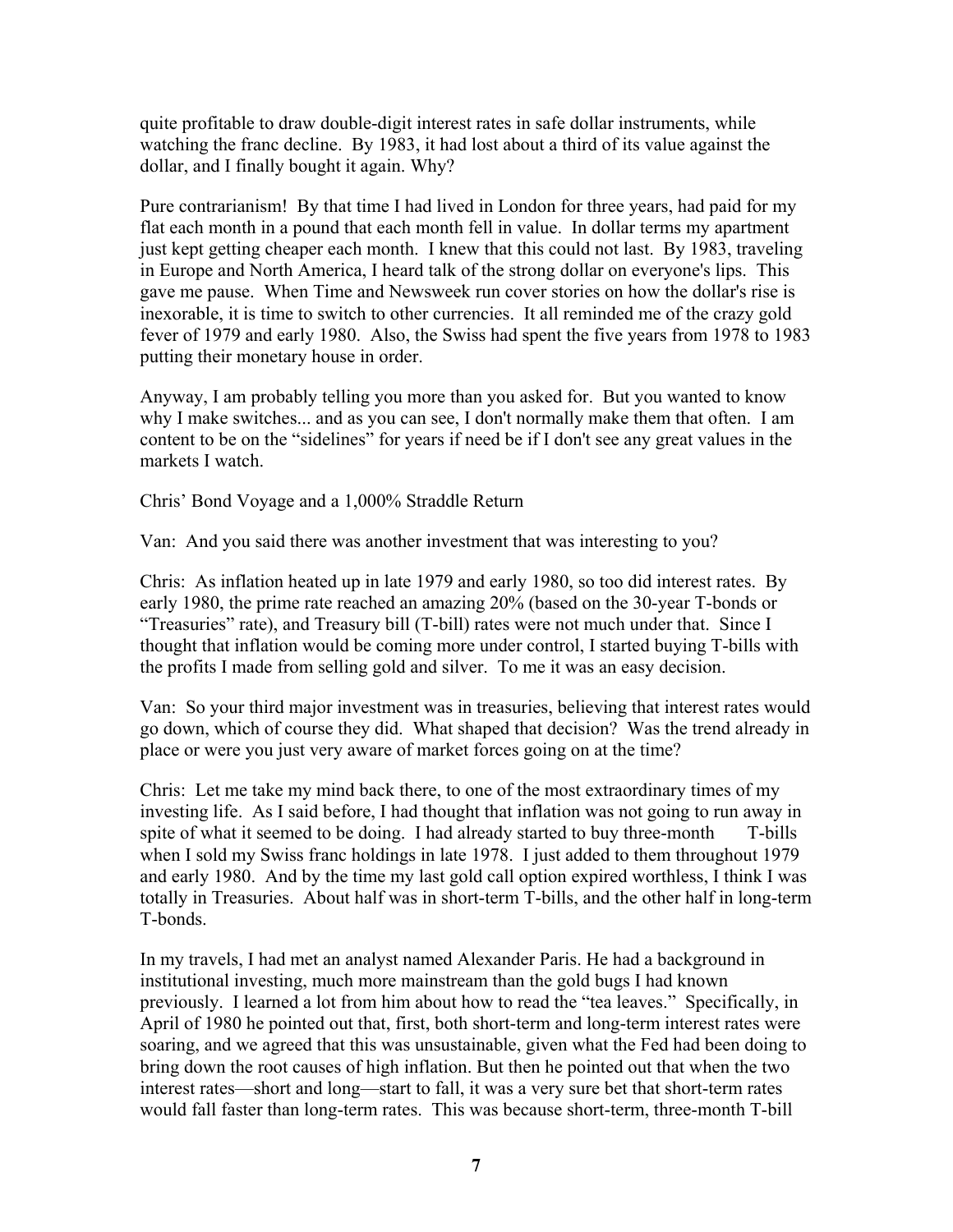quite profitable to draw double-digit interest rates in safe dollar instruments, while watching the franc decline. By 1983, it had lost about a third of its value against the dollar, and I finally bought it again. Why?

Pure contrarianism! By that time I had lived in London for three years, had paid for my flat each month in a pound that each month fell in value. In dollar terms my apartment just kept getting cheaper each month. I knew that this could not last. By 1983, traveling in Europe and North America, I heard talk of the strong dollar on everyone's lips. This gave me pause. When Time and Newsweek run cover stories on how the dollar's rise is inexorable, it is time to switch to other currencies. It all reminded me of the crazy gold fever of 1979 and early 1980. Also, the Swiss had spent the five years from 1978 to 1983 putting their monetary house in order.

Anyway, I am probably telling you more than you asked for. But you wanted to know why I make switches... and as you can see, I don't normally make them that often. I am content to be on the "sidelines" for years if need be if I don't see any great values in the markets I watch.

## Chris' Bond Voyage and a 1,000% Straddle Return

Van: And you said there was another investment that was interesting to you?

Chris: As inflation heated up in late 1979 and early 1980, so too did interest rates. By early 1980, the prime rate reached an amazing 20% (based on the 30-year T-bonds or "Treasuries" rate), and Treasury bill (T-bill) rates were not much under that. Since I thought that inflation would be coming more under control, I started buying T-bills with the profits I made from selling gold and silver. To me it was an easy decision.

Van: So your third major investment was in treasuries, believing that interest rates would go down, which of course they did. What shaped that decision? Was the trend already in place or were you just very aware of market forces going on at the time?

Chris: Let me take my mind back there, to one of the most extraordinary times of my investing life. As I said before, I had thought that inflation was not going to run away in spite of what it seemed to be doing. I had already started to buy three-month T-bills when I sold my Swiss franc holdings in late 1978. I just added to them throughout 1979 and early 1980. And by the time my last gold call option expired worthless, I think I was totally in Treasuries. About half was in short-term T-bills, and the other half in long-term T-bonds.

In my travels, I had met an analyst named Alexander Paris. He had a background in institutional investing, much more mainstream than the gold bugs I had known previously. I learned a lot from him about how to read the "tea leaves." Specifically, in April of 1980 he pointed out that, first, both short-term and long-term interest rates were soaring, and we agreed that this was unsustainable, given what the Fed had been doing to bring down the root causes of high inflation. But then he pointed out that when the two interest rates—short and long—start to fall, it was a very sure bet that short-term rates would fall faster than long-term rates. This was because short-term, three-month T-bill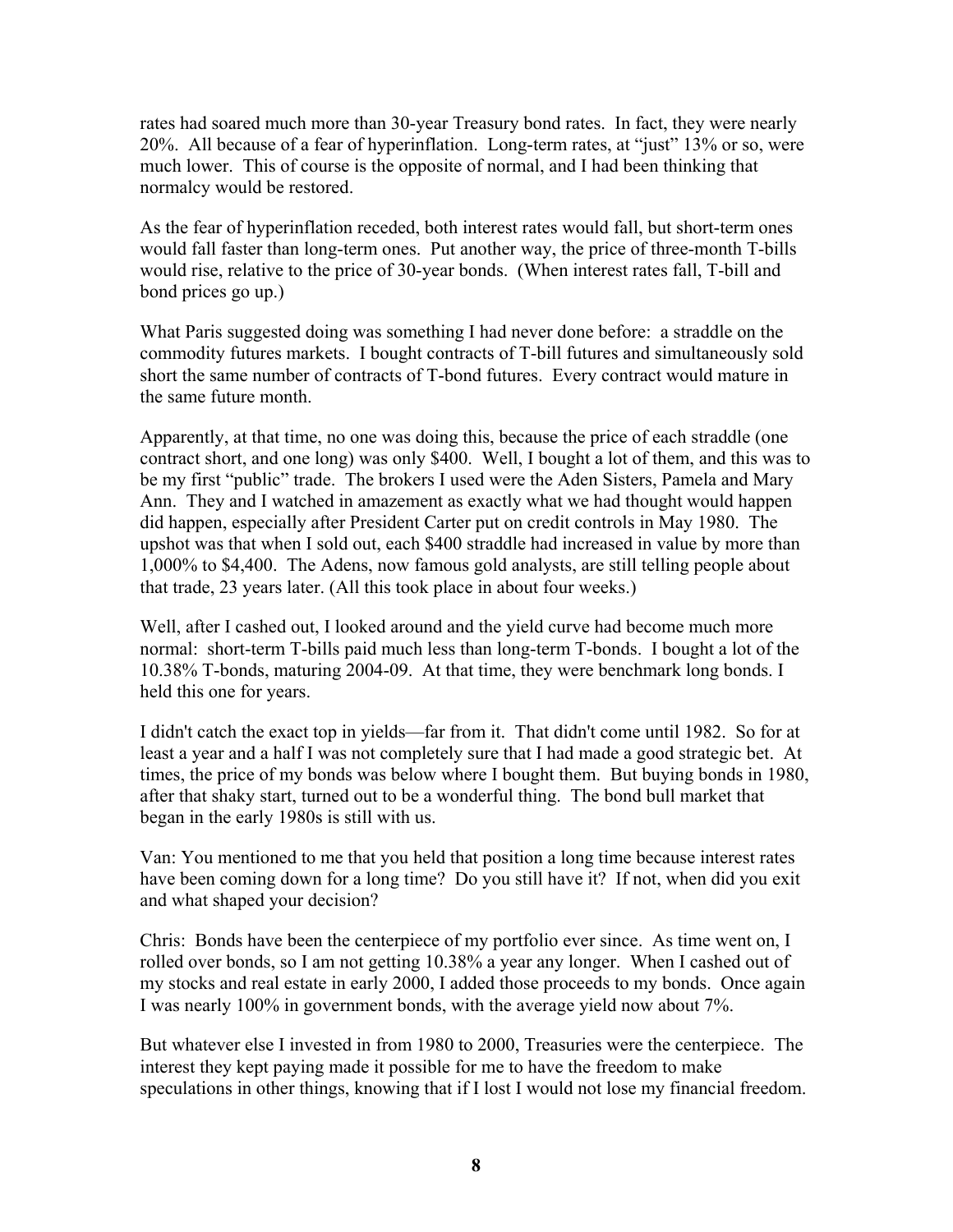rates had soared much more than 30-year Treasury bond rates. In fact, they were nearly 20%. All because of a fear of hyperinflation. Long-term rates, at "just" 13% or so, were much lower. This of course is the opposite of normal, and I had been thinking that normalcy would be restored.

As the fear of hyperinflation receded, both interest rates would fall, but short-term ones would fall faster than long-term ones. Put another way, the price of three-month T-bills would rise, relative to the price of 30-year bonds. (When interest rates fall, T-bill and bond prices go up.)

What Paris suggested doing was something I had never done before: a straddle on the commodity futures markets. I bought contracts of T-bill futures and simultaneously sold short the same number of contracts of T-bond futures. Every contract would mature in the same future month.

Apparently, at that time, no one was doing this, because the price of each straddle (one contract short, and one long) was only $400. Well, I bought a lot of them, and this was to be my first "public" trade. The brokers I used were the Aden Sisters, Pamela and Mary Ann. They and I watched in amazement as exactly what we had thought would happen did happen, especially after President Carter put on credit controls in May 1980. The upshot was that when I sold out, each $400 straddle had increased in value by more than 1,000% to $4,400. The Adens, now famous gold analysts, are still telling people about that trade, 23 years later. (All this took place in about four weeks.)

Well, after I cashed out, I looked around and the yield curve had become much more normal: short-term T-bills paid much less than long-term T-bonds. I bought a lot of the 10.38% T-bonds, maturing 2004-09. At that time, they were benchmark long bonds. I held this one for years.

I didn't catch the exact top in yields—far from it. That didn't come until 1982. So for at least a year and a half I was not completely sure that I had made a good strategic bet. At times, the price of my bonds was below where I bought them. But buying bonds in 1980, after that shaky start, turned out to be a wonderful thing. The bond bull market that began in the early 1980s is still with us.

Van: You mentioned to me that you held that position a long time because interest rates have been coming down for a long time? Do you still have it? If not, when did you exit and what shaped your decision?

Chris: Bonds have been the centerpiece of my portfolio ever since. As time went on, I rolled over bonds, so I am not getting 10.38% a year any longer. When I cashed out of my stocks and real estate in early 2000, I added those proceeds to my bonds. Once again I was nearly 100% in government bonds, with the average yield now about 7%.

But whatever else I invested in from 1980 to 2000, Treasuries were the centerpiece. The interest they kept paying made it possible for me to have the freedom to make speculations in other things, knowing that if I lost I would not lose my financial freedom.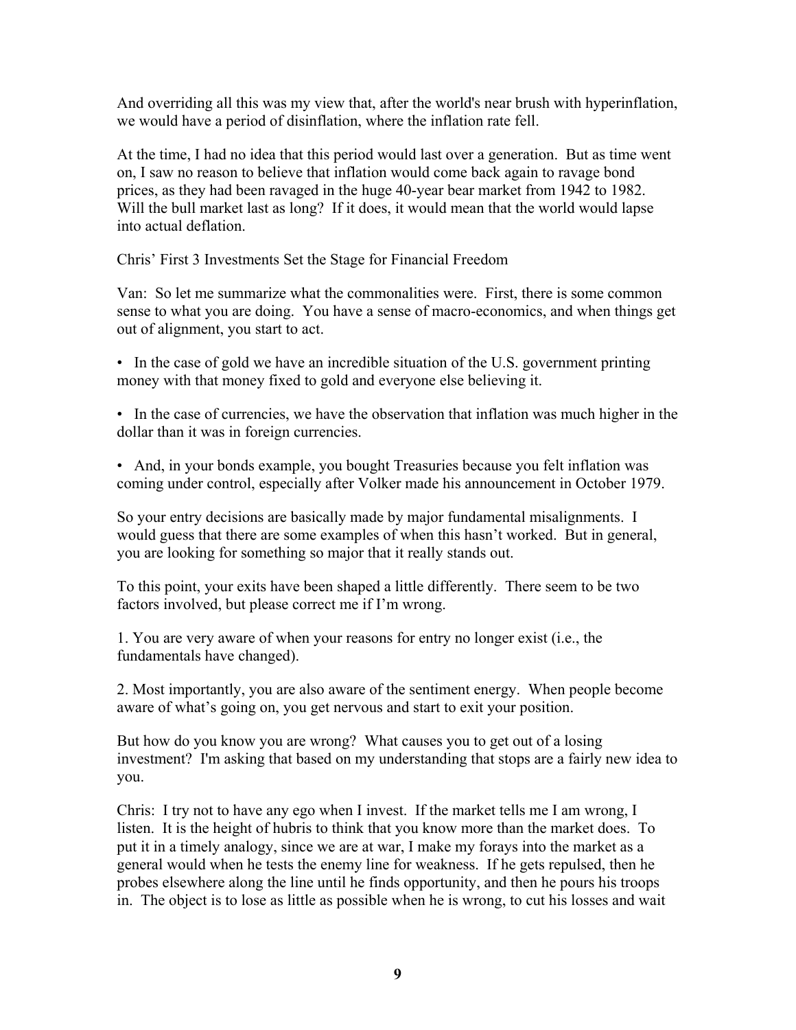And overriding all this was my view that, after the world's near brush with hyperinflation, we would have a period of disinflation, where the inflation rate fell.

At the time, I had no idea that this period would last over a generation. But as time went on, I saw no reason to believe that inflation would come back again to ravage bond prices, as they had been ravaged in the huge 40-year bear market from 1942 to 1982. Will the bull market last as long? If it does, it would mean that the world would lapse into actual deflation.

## Chris' First 3 Investments Set the Stage for Financial Freedom

Van: So let me summarize what the commonalities were. First, there is some common sense to what you are doing. You have a sense of macro-economics, and when things get out of alignment, you start to act.

- In the case of gold we have an incredible situation of the U.S. government printing money with that money fixed to gold and everyone else believing it.
- In the case of currencies, we have the observation that inflation was much higher in the dollar than it was in foreign currencies.
- And, in your bonds example, you bought Treasuries because you felt inflation was coming under control, especially after Volker made his announcement in October 1979.

So your entry decisions are basically made by major fundamental misalignments. I would guess that there are some examples of when this hasn't worked. But in general, you are looking for something so major that it really stands out.

To this point, your exits have been shaped a little differently. There seem to be two factors involved, but please correct me if I'm wrong.

1. You are very aware of when your reasons for entry no longer exist (i.e., the fundamentals have changed).
2. Most importantly, you are also aware of the sentiment energy. When people become aware of what's going on, you get nervous and start to exit your position.

But how do you know you are wrong? What causes you to get out of a losing investment? I'm asking that based on my understanding that stops are a fairly new idea to you.

Chris: I try not to have any ego when I invest. If the market tells me I am wrong, I listen. It is the height of hubris to think that you know more than the market does. To put it in a timely analogy, since we are at war, I make my forays into the market as a general would when he tests the enemy line for weakness. If he gets repulsed, then he probes elsewhere along the line until he finds opportunity, and then he pours his troops in. The object is to lose as little as possible when he is wrong, to cut his losses and wait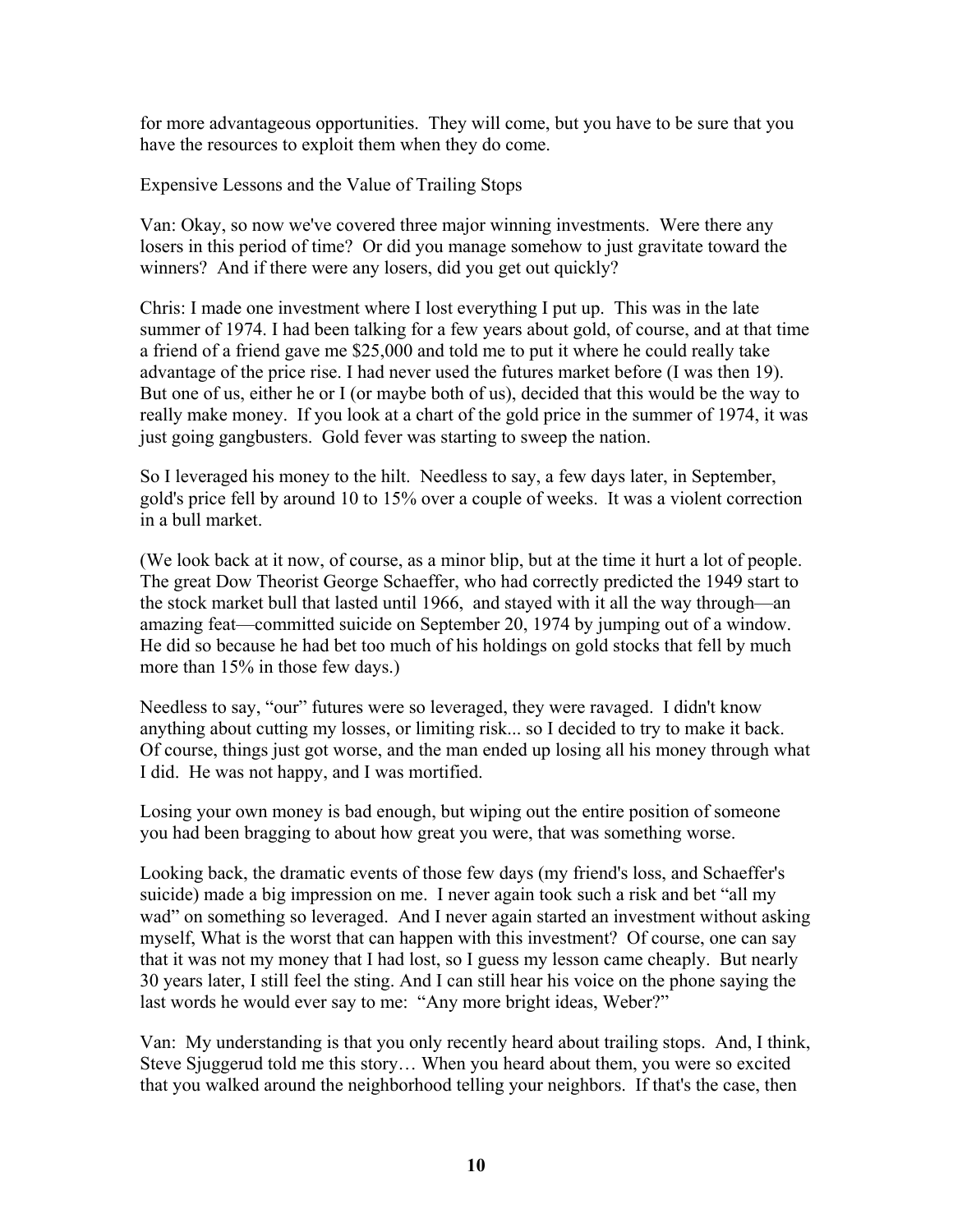for more advantageous opportunities. They will come, but you have to be sure that you have the resources to exploit them when they do come.

## Expensive Lessons and the Value of Trailing Stops

Van: Okay, so now we've covered three major winning investments. Were there any losers in this period of time? Or did you manage somehow to just gravitate toward the winners? And if there were any losers, did you get out quickly?

Chris: I made one investment where I lost everything I put up. This was in the late summer of 1974. I had been talking for a few years about gold, of course, and at that time a friend of a friend gave me $25,000 and told me to put it where he could really take advantage of the price rise. I had never used the futures market before (I was then 19). But one of us, either he or I (or maybe both of us), decided that this would be the way to really make money. If you look at a chart of the gold price in the summer of 1974, it was just going gangbusters. Gold fever was starting to sweep the nation.

So I leveraged his money to the hilt. Needless to say, a few days later, in September, gold's price fell by around 10 to 15% over a couple of weeks. It was a violent correction in a bull market.

(We look back at it now, of course, as a minor blip, but at the time it hurt a lot of people. The great Dow Theorist George Schaeffer, who had correctly predicted the 1949 start to the stock market bull that lasted until 1966, and stayed with it all the way through—an amazing feat—committed suicide on September 20, 1974 by jumping out of a window. He did so because he had bet too much of his holdings on gold stocks that fell by much more than 15% in those few days.)

Needless to say, "our" futures were so leveraged, they were ravaged. I didn't know anything about cutting my losses, or limiting risk... so I decided to try to make it back. Of course, things just got worse, and the man ended up losing all his money through what I did. He was not happy, and I was mortified.

Losing your own money is bad enough, but wiping out the entire position of someone you had been bragging to about how great you were, that was something worse.

Looking back, the dramatic events of those few days (my friend's loss, and Schaeffer's suicide) made a big impression on me. I never again took such a risk and bet "all my wad" on something so leveraged. And I never again started an investment without asking myself, What is the worst that can happen with this investment? Of course, one can say that it was not my money that I had lost, so I guess my lesson came cheaply. But nearly 30 years later, I still feel the sting. And I can still hear his voice on the phone saying the last words he would ever say to me: "Any more bright ideas, Weber?"

Van: My understanding is that you only recently heard about trailing stops. And, I think, Steve Sjuggerud told me this story… When you heard about them, you were so excited that you walked around the neighborhood telling your neighbors. If that's the case, then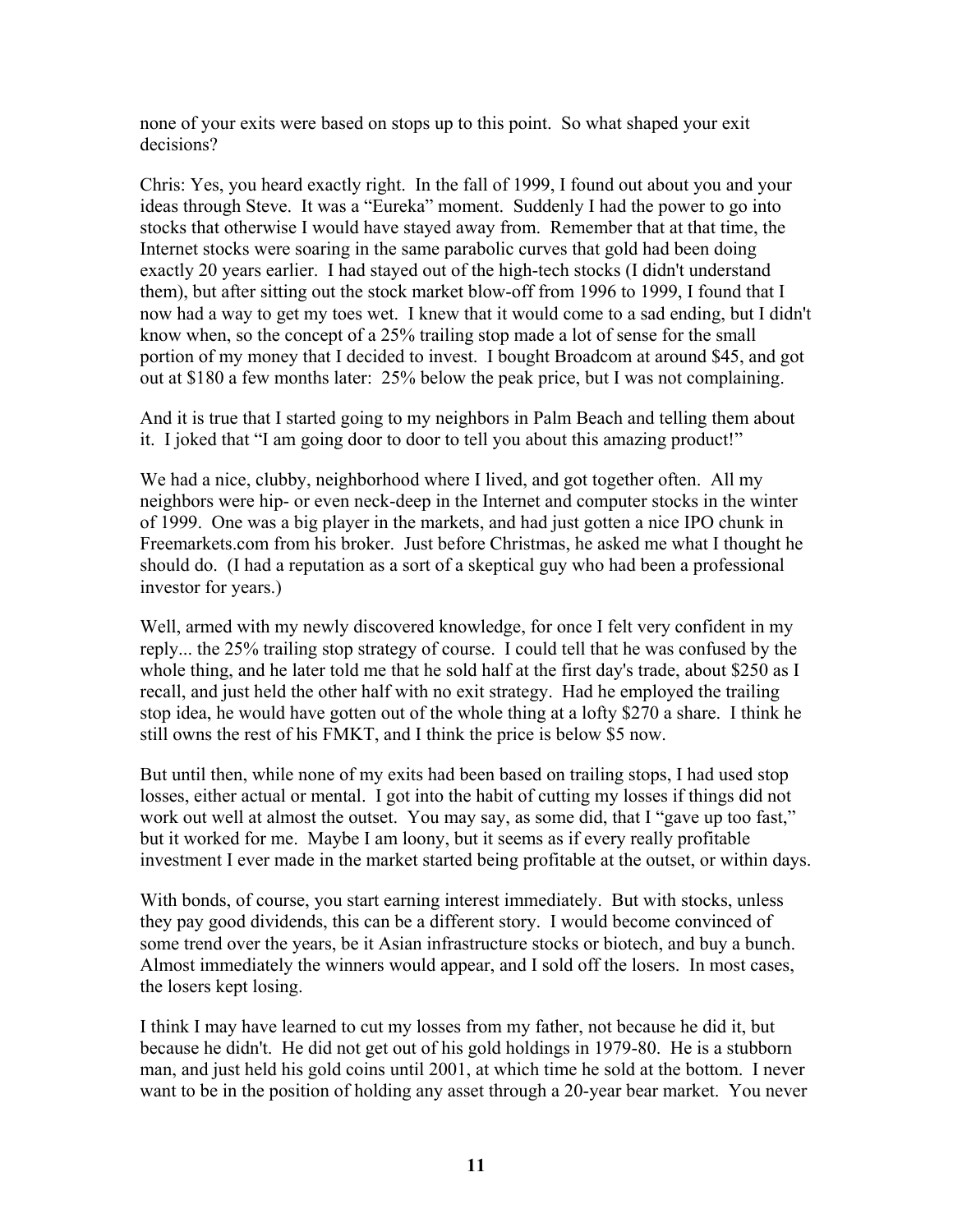none of your exits were based on stops up to this point. So what shaped your exit decisions?

Chris: Yes, you heard exactly right. In the fall of 1999, I found out about you and your ideas through Steve. It was a "Eureka" moment. Suddenly I had the power to go into stocks that otherwise I would have stayed away from. Remember that at that time, the Internet stocks were soaring in the same parabolic curves that gold had been doing exactly 20 years earlier. I had stayed out of the high-tech stocks (I didn't understand them), but after sitting out the stock market blow-off from 1996 to 1999, I found that I now had a way to get my toes wet. I knew that it would come to a sad ending, but I didn't know when, so the concept of a 25% trailing stop made a lot of sense for the small portion of my money that I decided to invest. I bought Broadcom at around $45, and got out at $180 a few months later: 25% below the peak price, but I was not complaining.

And it is true that I started going to my neighbors in Palm Beach and telling them about it. I joked that "I am going door to door to tell you about this amazing product!"

We had a nice, clubby, neighborhood where I lived, and got together often. All my neighbors were hip- or even neck-deep in the Internet and computer stocks in the winter of 1999. One was a big player in the markets, and had just gotten a nice IPO chunk in Freemarkets.com from his broker. Just before Christmas, he asked me what I thought he should do. (I had a reputation as a sort of a skeptical guy who had been a professional investor for years.)

Well, armed with my newly discovered knowledge, for once I felt very confident in my reply... the 25% trailing stop strategy of course. I could tell that he was confused by the whole thing, and he later told me that he sold half at the first day's trade, about $250 as I recall, and just held the other half with no exit strategy. Had he employed the trailing stop idea, he would have gotten out of the whole thing at a lofty $270 a share. I think he still owns the rest of his FMKT, and I think the price is below $5 now.

But until then, while none of my exits had been based on trailing stops, I had used stop losses, either actual or mental. I got into the habit of cutting my losses if things did not work out well at almost the outset. You may say, as some did, that I "gave up too fast," but it worked for me. Maybe I am loony, but it seems as if every really profitable investment I ever made in the market started being profitable at the outset, or within days.

With bonds, of course, you start earning interest immediately. But with stocks, unless they pay good dividends, this can be a different story. I would become convinced of some trend over the years, be it Asian infrastructure stocks or biotech, and buy a bunch. Almost immediately the winners would appear, and I sold off the losers. In most cases, the losers kept losing.

I think I may have learned to cut my losses from my father, not because he did it, but because he didn't. He did not get out of his gold holdings in 1979-80. He is a stubborn man, and just held his gold coins until 2001, at which time he sold at the bottom. I never want to be in the position of holding any asset through a 20-year bear market. You never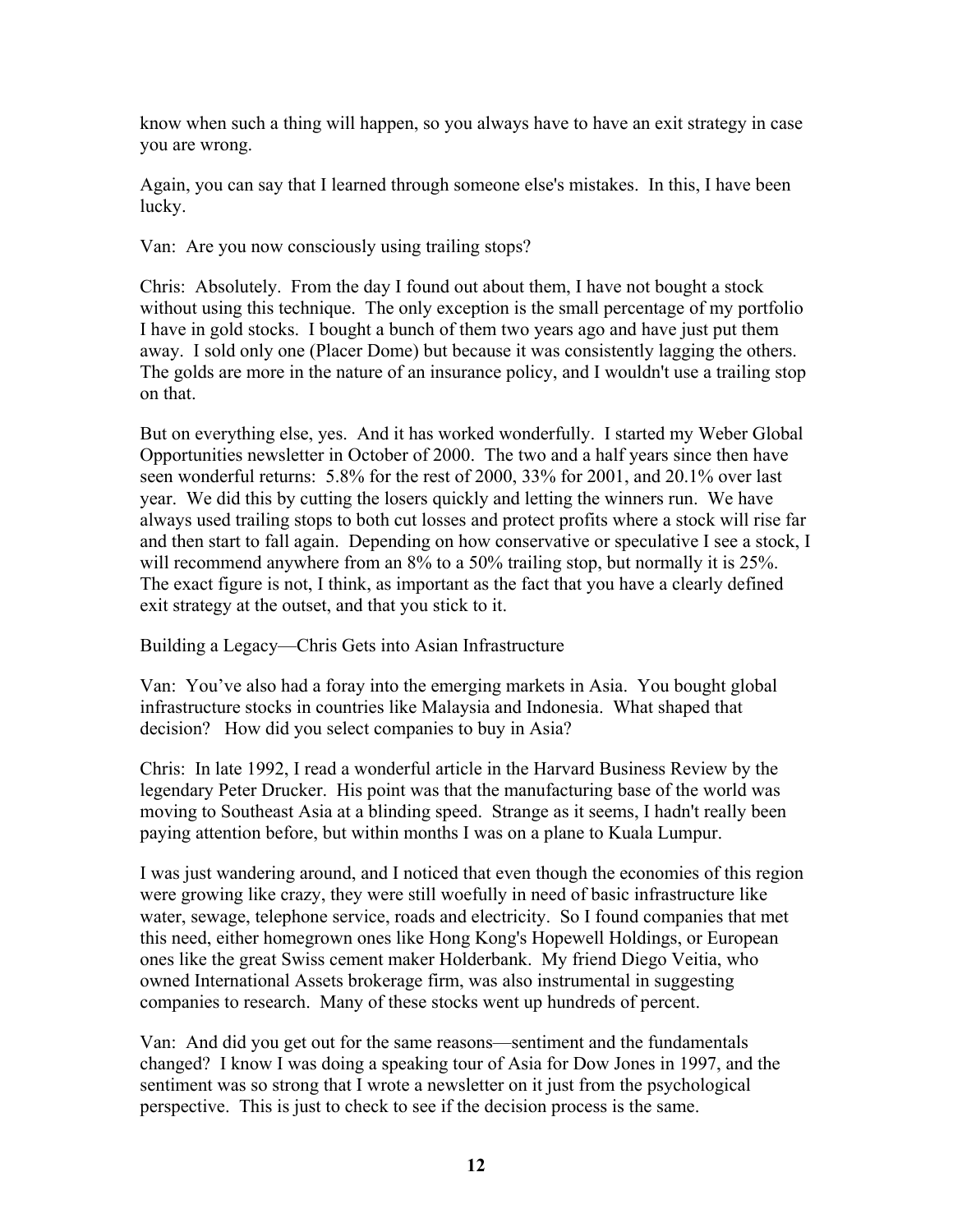know when such a thing will happen, so you always have to have an exit strategy in case you are wrong.

Again, you can say that I learned through someone else's mistakes. In this, I have been lucky.

Van: Are you now consciously using trailing stops?

Chris: Absolutely. From the day I found out about them, I have not bought a stock without using this technique. The only exception is the small percentage of my portfolio I have in gold stocks. I bought a bunch of them two years ago and have just put them away. I sold only one (Placer Dome) but because it was consistently lagging the others. The golds are more in the nature of an insurance policy, and I wouldn't use a trailing stop on that.

But on everything else, yes. And it has worked wonderfully. I started my Weber Global Opportunities newsletter in October of 2000. The two and a half years since then have seen wonderful returns: 5.8% for the rest of 2000, 33% for 2001, and 20.1% over last year. We did this by cutting the losers quickly and letting the winners run. We have always used trailing stops to both cut losses and protect profits where a stock will rise far and then start to fall again. Depending on how conservative or speculative I see a stock, I will recommend anywhere from an 8% to a 50% trailing stop, but normally it is 25%. The exact figure is not, I think, as important as the fact that you have a clearly defined exit strategy at the outset, and that you stick to it.

## Building a Legacy—Chris Gets into Asian Infrastructure

Van: You've also had a foray into the emerging markets in Asia. You bought global infrastructure stocks in countries like Malaysia and Indonesia. What shaped that decision? How did you select companies to buy in Asia?

Chris: In late 1992, I read a wonderful article in the Harvard Business Review by the legendary Peter Drucker. His point was that the manufacturing base of the world was moving to Southeast Asia at a blinding speed. Strange as it seems, I hadn't really been paying attention before, but within months I was on a plane to Kuala Lumpur.

I was just wandering around, and I noticed that even though the economies of this region were growing like crazy, they were still woefully in need of basic infrastructure like water, sewage, telephone service, roads and electricity. So I found companies that met this need, either homegrown ones like Hong Kong's Hopewell Holdings, or European ones like the great Swiss cement maker Holderbank. My friend Diego Veitia, who owned International Assets brokerage firm, was also instrumental in suggesting companies to research. Many of these stocks went up hundreds of percent.

Van: And did you get out for the same reasons—sentiment and the fundamentals changed? I know I was doing a speaking tour of Asia for Dow Jones in 1997, and the sentiment was so strong that I wrote a newsletter on it just from the psychological perspective. This is just to check to see if the decision process is the same.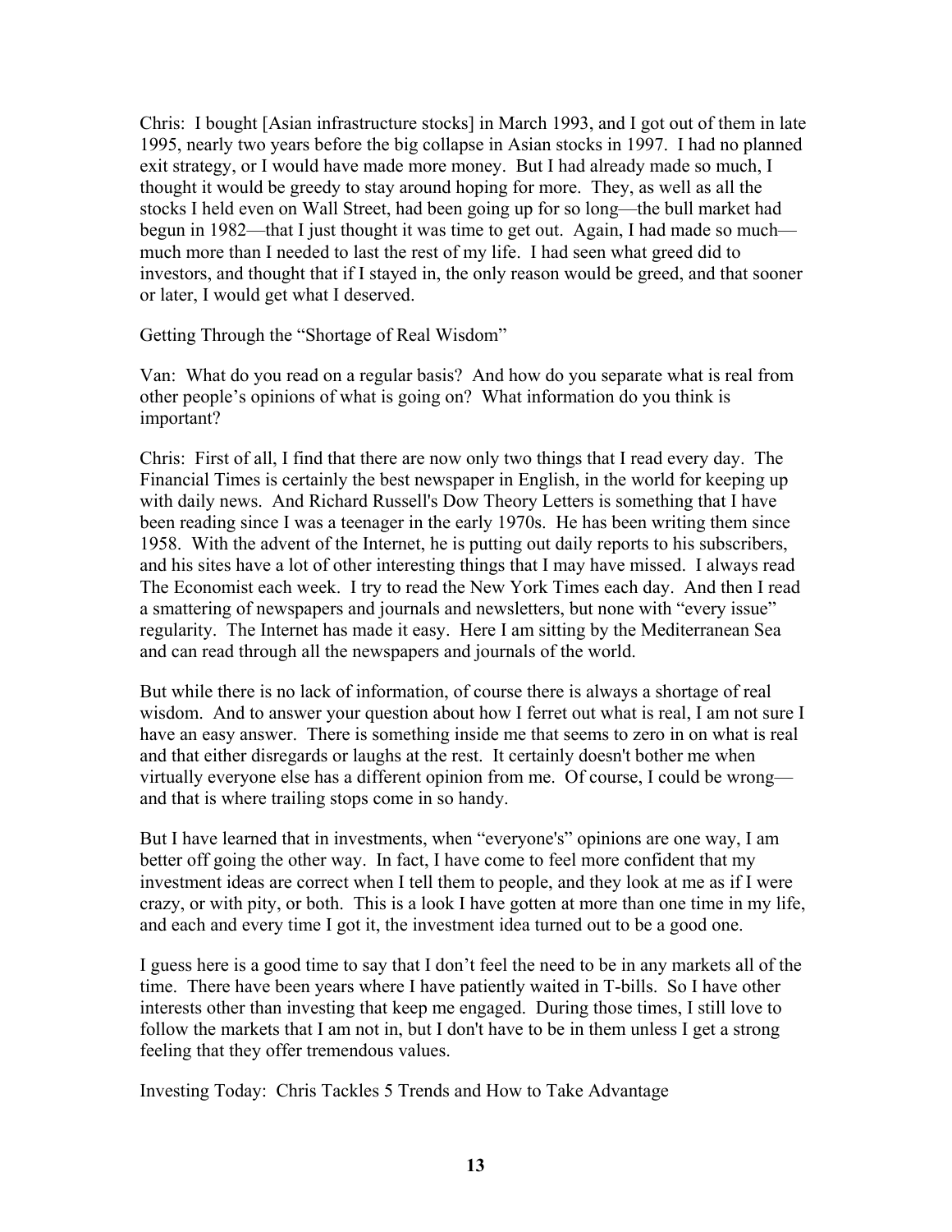Chris: I bought [Asian infrastructure stocks] in March 1993, and I got out of them in late 1995, nearly two years before the big collapse in Asian stocks in 1997. I had no planned exit strategy, or I would have made more money. But I had already made so much, I thought it would be greedy to stay around hoping for more. They, as well as all the stocks I held even on Wall Street, had been going up for so long—the bull market had begun in 1982—that I just thought it was time to get out. Again, I had made so much—much more than I needed to last the rest of my life. I had seen what greed did to investors, and thought that if I stayed in, the only reason would be greed, and that sooner or later, I would get what I deserved.

## Getting Through the "Shortage of Real Wisdom"

Van: What do you read on a regular basis? And how do you separate what is real from other people's opinions of what is going on? What information do you think is important?

Chris: First of all, I find that there are now only two things that I read every day. The Financial Times is certainly the best newspaper in English, in the world for keeping up with daily news. And Richard Russell's Dow Theory Letters is something that I have been reading since I was a teenager in the early 1970s. He has been writing them since 1958. With the advent of the Internet, he is putting out daily reports to his subscribers, and his sites have a lot of other interesting things that I may have missed. I always read The Economist each week. I try to read the New York Times each day. And then I read a smattering of newspapers and journals and newsletters, but none with "every issue" regularity. The Internet has made it easy. Here I am sitting by the Mediterranean Sea and can read through all the newspapers and journals of the world.

But while there is no lack of information, of course there is always a shortage of real wisdom. And to answer your question about how I ferret out what is real, I am not sure I have an easy answer. There is something inside me that seems to zero in on what is real and that either disregards or laughs at the rest. It certainly doesn't bother me when virtually everyone else has a different opinion from me. Of course, I could be wrong—and that is where trailing stops come in so handy.

But I have learned that in investments, when "everyone's" opinions are one way, I am better off going the other way. In fact, I have come to feel more confident that my investment ideas are correct when I tell them to people, and they look at me as if I were crazy, or with pity, or both. This is a look I have gotten at more than one time in my life, and each and every time I got it, the investment idea turned out to be a good one.

I guess here is a good time to say that I don't feel the need to be in any markets all of the time. There have been years where I have patiently waited in T-bills. So I have other interests other than investing that keep me engaged. During those times, I still love to follow the markets that I am not in, but I don't have to be in them unless I get a strong feeling that they offer tremendous values.

## Investing Today: Chris Tackles 5 Trends and How to Take Advantage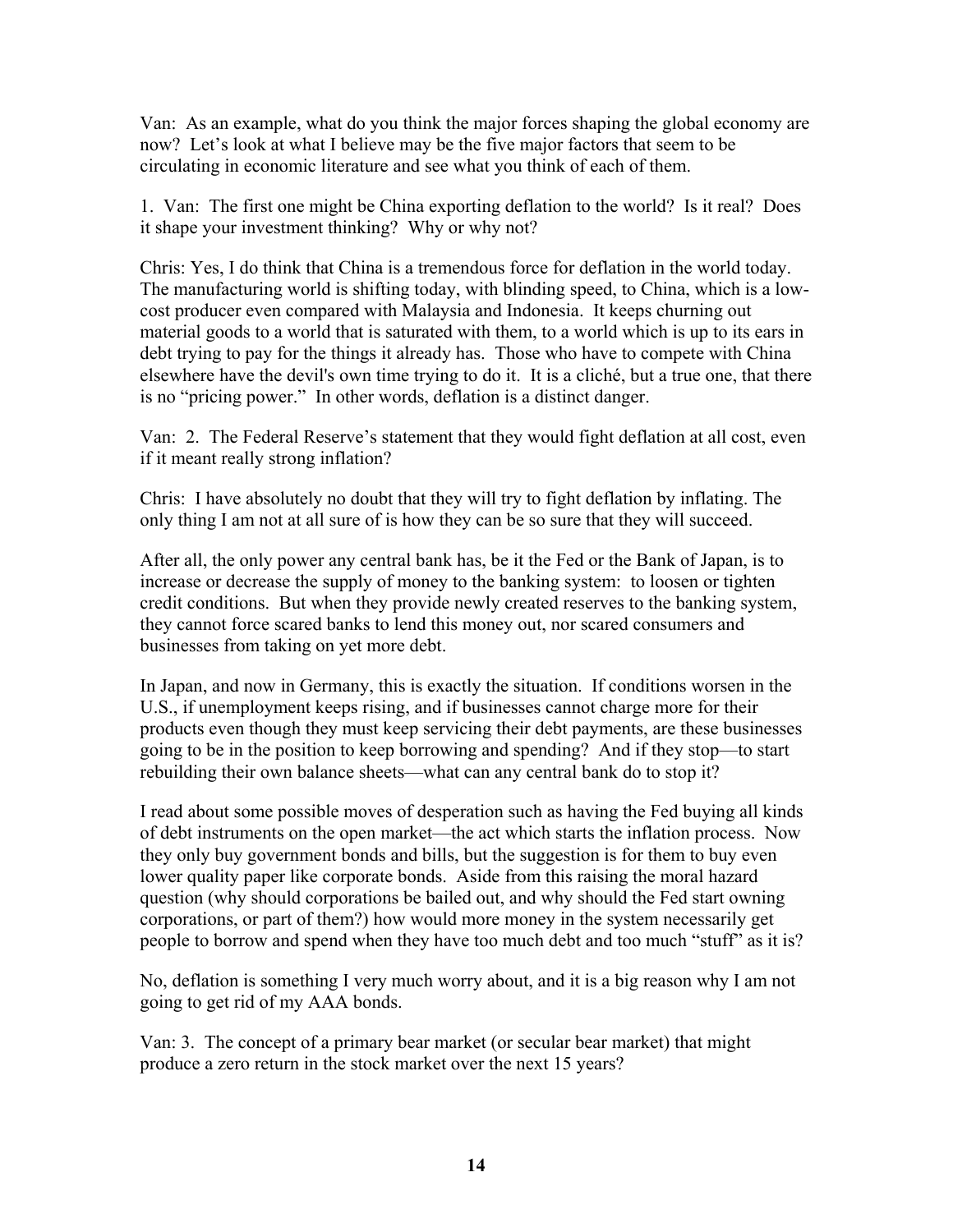Van: As an example, what do you think the major forces shaping the global economy are now? Let's look at what I believe may be the five major factors that seem to be circulating in economic literature and see what you think of each of them.

1. Van: The first one might be China exporting deflation to the world? Is it real? Does it shape your investment thinking? Why or why not?

Chris: Yes, I do think that China is a tremendous force for deflation in the world today. The manufacturing world is shifting today, with blinding speed, to China, which is a low-cost producer even compared with Malaysia and Indonesia. It keeps churning out material goods to a world that is saturated with them, to a world which is up to its ears in debt trying to pay for the things it already has. Those who have to compete with China elsewhere have the devil's own time trying to do it. It is a cliché, but a true one, that there is no "pricing power." In other words, deflation is a distinct danger.

Van: 2. The Federal Reserve's statement that they would fight deflation at all cost, even if it meant really strong inflation?

Chris: I have absolutely no doubt that they will try to fight deflation by inflating. The only thing I am not at all sure of is how they can be so sure that they will succeed.

After all, the only power any central bank has, be it the Fed or the Bank of Japan, is to increase or decrease the supply of money to the banking system: to loosen or tighten credit conditions. But when they provide newly created reserves to the banking system, they cannot force scared banks to lend this money out, nor scared consumers and businesses from taking on yet more debt.

In Japan, and now in Germany, this is exactly the situation. If conditions worsen in the U.S., if unemployment keeps rising, and if businesses cannot charge more for their products even though they must keep servicing their debt payments, are these businesses going to be in the position to keep borrowing and spending? And if they stop—to start rebuilding their own balance sheets—what can any central bank do to stop it?

I read about some possible moves of desperation such as having the Fed buying all kinds of debt instruments on the open market—the act which starts the inflation process. Now they only buy government bonds and bills, but the suggestion is for them to buy even lower quality paper like corporate bonds. Aside from this raising the moral hazard question (why should corporations be bailed out, and why should the Fed start owning corporations, or part of them?) how would more money in the system necessarily get people to borrow and spend when they have too much debt and too much "stuff" as it is?

No, deflation is something I very much worry about, and it is a big reason why I am not going to get rid of my AAA bonds.

Van: 3. The concept of a primary bear market (or secular bear market) that might produce a zero return in the stock market over the next 15 years?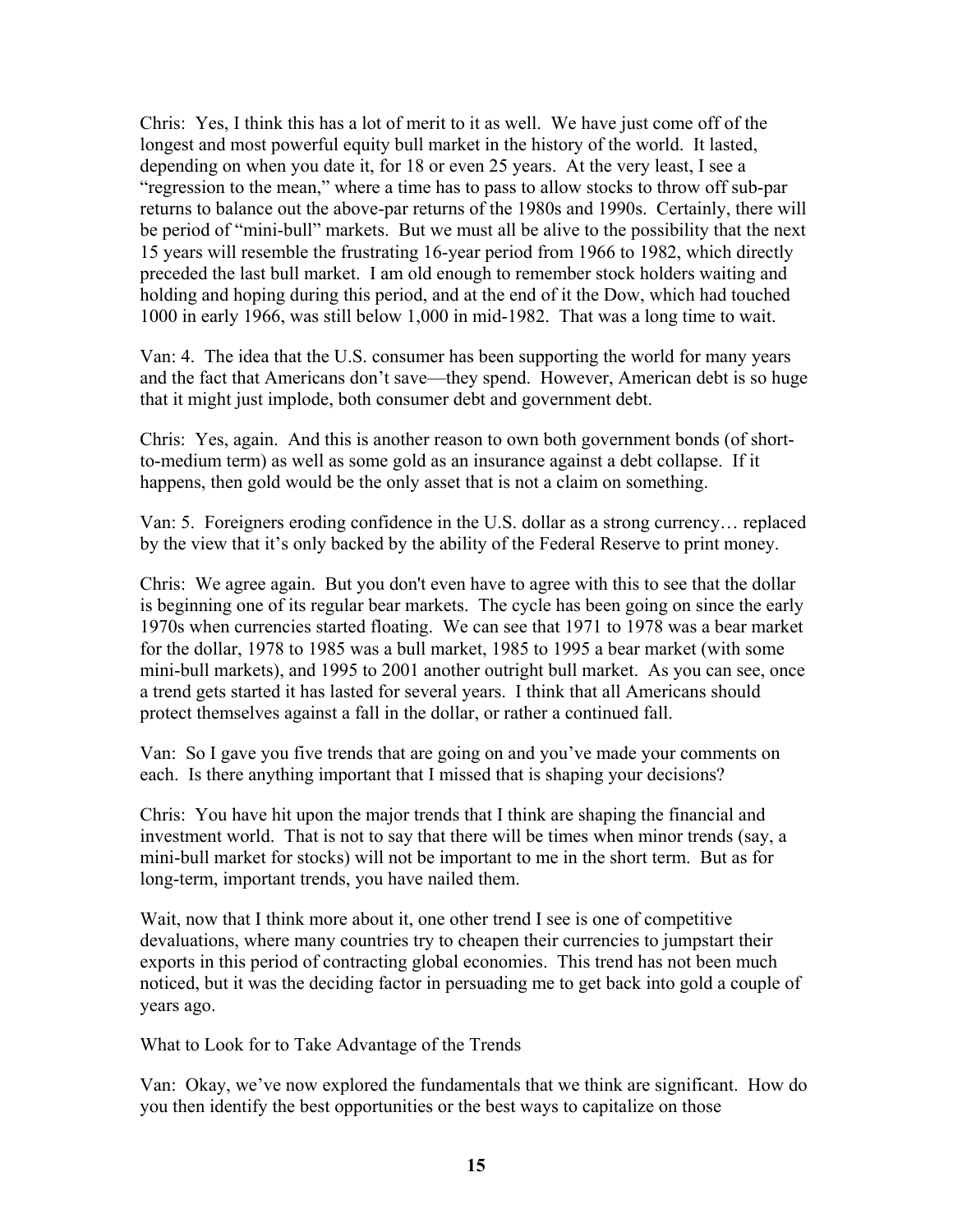Chris: Yes, I think this has a lot of merit to it as well. We have just come off of the longest and most powerful equity bull market in the history of the world. It lasted, depending on when you date it, for 18 or even 25 years. At the very least, I see a "regression to the mean," where a time has to pass to allow stocks to throw off sub-par returns to balance out the above-par returns of the 1980s and 1990s. Certainly, there will be period of "mini-bull" markets. But we must all be alive to the possibility that the next 15 years will resemble the frustrating 16-year period from 1966 to 1982, which directly preceded the last bull market. I am old enough to remember stock holders waiting and holding and hoping during this period, and at the end of it the Dow, which had touched 1000 in early 1966, was still below 1,000 in mid-1982. That was a long time to wait.

Van: 4. The idea that the U.S. consumer has been supporting the world for many years and the fact that Americans don't save—they spend. However, American debt is so huge that it might just implode, both consumer debt and government debt.

Chris: Yes, again. And this is another reason to own both government bonds (of short-to-medium term) as well as some gold as an insurance against a debt collapse. If it happens, then gold would be the only asset that is not a claim on something.

Van: 5. Foreigners eroding confidence in the U.S. dollar as a strong currency… replaced by the view that it's only backed by the ability of the Federal Reserve to print money.

Chris: We agree again. But you don't even have to agree with this to see that the dollar is beginning one of its regular bear markets. The cycle has been going on since the early 1970s when currencies started floating. We can see that 1971 to 1978 was a bear market for the dollar, 1978 to 1985 was a bull market, 1985 to 1995 a bear market (with some mini-bull markets), and 1995 to 2001 another outright bull market. As you can see, once a trend gets started it has lasted for several years. I think that all Americans should protect themselves against a fall in the dollar, or rather a continued fall.

Van: So I gave you five trends that are going on and you've made your comments on each. Is there anything important that I missed that is shaping your decisions?

Chris: You have hit upon the major trends that I think are shaping the financial and investment world. That is not to say that there will be times when minor trends (say, a mini-bull market for stocks) will not be important to me in the short term. But as for long-term, important trends, you have nailed them.

Wait, now that I think more about it, one other trend I see is one of competitive devaluations, where many countries try to cheapen their currencies to jumpstart their exports in this period of contracting global economies. This trend has not been much noticed, but it was the deciding factor in persuading me to get back into gold a couple of years ago.

## What to Look for to Take Advantage of the Trends

Van: Okay, we've now explored the fundamentals that we think are significant. How do you then identify the best opportunities or the best ways to capitalize on those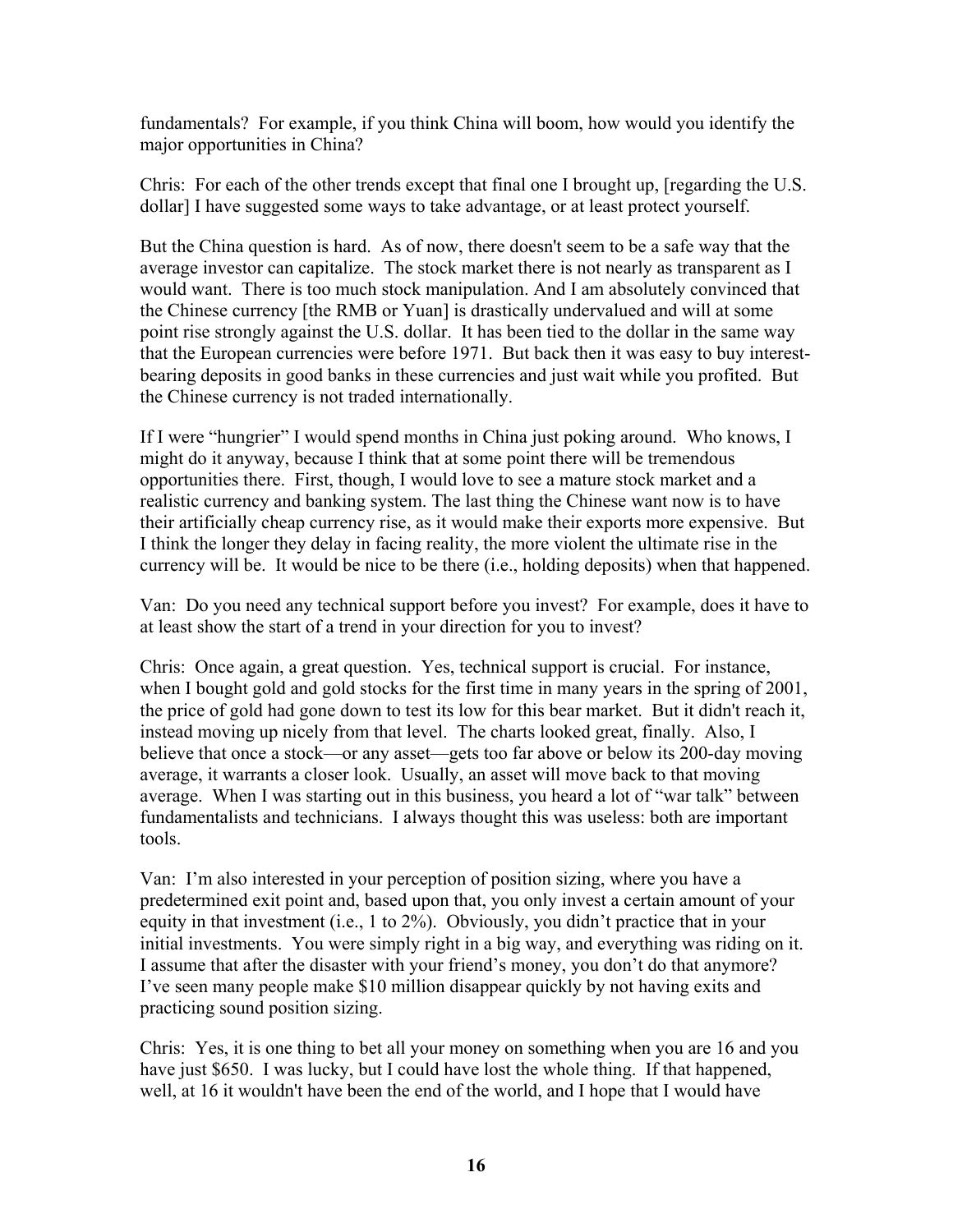fundamentals? For example, if you think China will boom, how would you identify the major opportunities in China?

Chris: For each of the other trends except that final one I brought up, [regarding the U.S. dollar] I have suggested some ways to take advantage, or at least protect yourself.

But the China question is hard. As of now, there doesn't seem to be a safe way that the average investor can capitalize. The stock market there is not nearly as transparent as I would want. There is too much stock manipulation. And I am absolutely convinced that the Chinese currency [the RMB or Yuan] is drastically undervalued and will at some point rise strongly against the U.S. dollar. It has been tied to the dollar in the same way that the European currencies were before 1971. But back then it was easy to buy interest-bearing deposits in good banks in these currencies and just wait while you profited. But the Chinese currency is not traded internationally.

If I were "hungrier" I would spend months in China just poking around. Who knows, I might do it anyway, because I think that at some point there will be tremendous opportunities there. First, though, I would love to see a mature stock market and a realistic currency and banking system. The last thing the Chinese want now is to have their artificially cheap currency rise, as it would make their exports more expensive. But I think the longer they delay in facing reality, the more violent the ultimate rise in the currency will be. It would be nice to be there (i.e., holding deposits) when that happened.

Van: Do you need any technical support before you invest? For example, does it have to at least show the start of a trend in your direction for you to invest?

Chris: Once again, a great question. Yes, technical support is crucial. For instance, when I bought gold and gold stocks for the first time in many years in the spring of 2001, the price of gold had gone down to test its low for this bear market. But it didn't reach it, instead moving up nicely from that level. The charts looked great, finally. Also, I believe that once a stock—or any asset—gets too far above or below its 200-day moving average, it warrants a closer look. Usually, an asset will move back to that moving average. When I was starting out in this business, you heard a lot of "war talk" between fundamentalists and technicians. I always thought this was useless: both are important tools.

Van: I'm also interested in your perception of position sizing, where you have a predetermined exit point and, based upon that, you only invest a certain amount of your equity in that investment (i.e., 1 to 2%). Obviously, you didn't practice that in your initial investments. You were simply right in a big way, and everything was riding on it. I assume that after the disaster with your friend's money, you don't do that anymore? I've seen many people make $10 million disappear quickly by not having exits and practicing sound position sizing.

Chris: Yes, it is one thing to bet all your money on something when you are 16 and you have just $650. I was lucky, but I could have lost the whole thing. If that happened, well, at 16 it wouldn't have been the end of the world, and I hope that I would have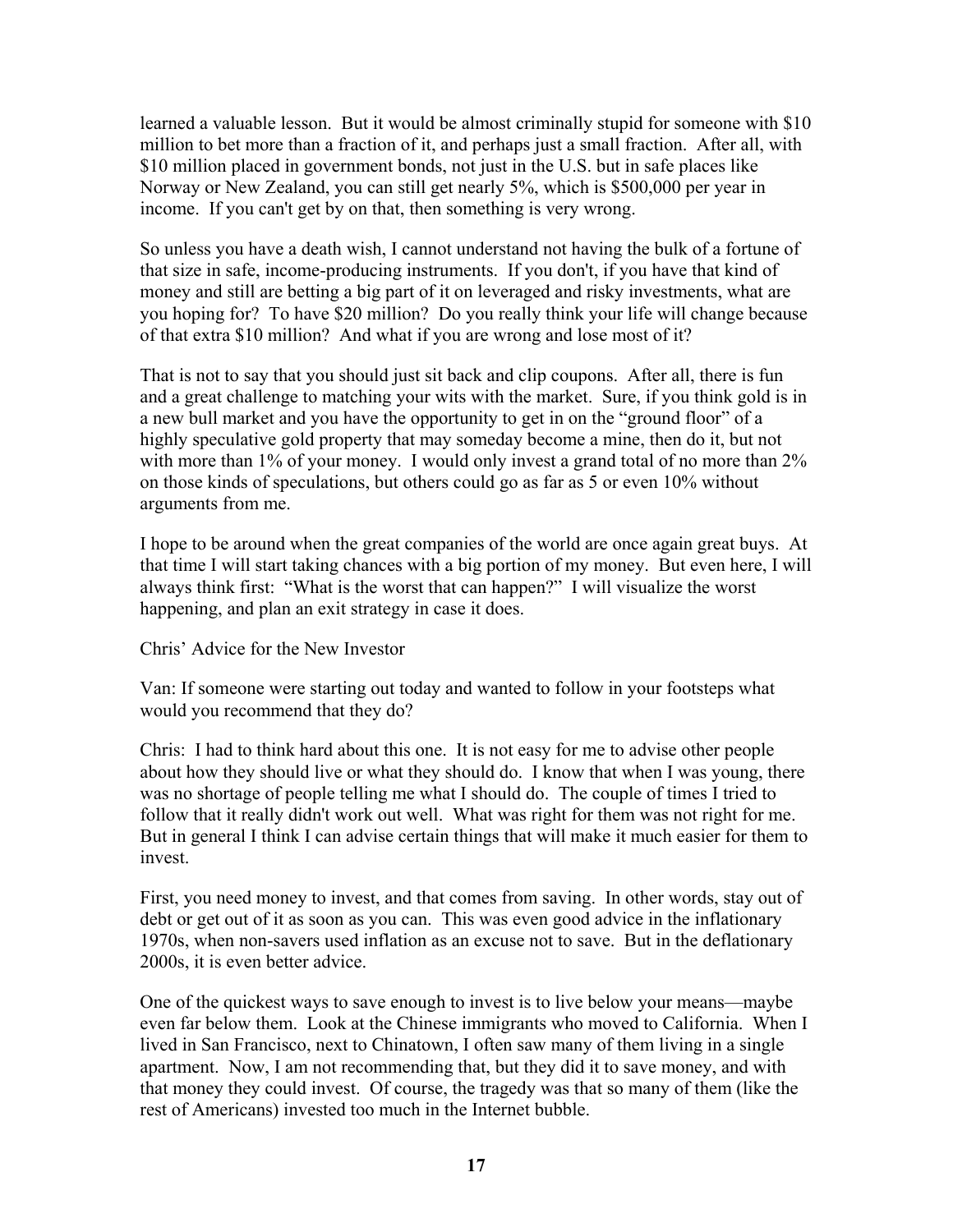learned a valuable lesson. But it would be almost criminally stupid for someone with $10 million to bet more than a fraction of it, and perhaps just a small fraction. After all, with $10 million placed in government bonds, not just in the U.S. but in safe places like Norway or New Zealand, you can still get nearly 5%, which is $500,000 per year in income. If you can't get by on that, then something is very wrong.

So unless you have a death wish, I cannot understand not having the bulk of a fortune of that size in safe, income-producing instruments. If you don't, if you have that kind of money and still are betting a big part of it on leveraged and risky investments, what are you hoping for? To have $20 million? Do you really think your life will change because of that extra $10 million? And what if you are wrong and lose most of it?

That is not to say that you should just sit back and clip coupons. After all, there is fun and a great challenge to matching your wits with the market. Sure, if you think gold is in a new bull market and you have the opportunity to get in on the "ground floor" of a highly speculative gold property that may someday become a mine, then do it, but not with more than 1% of your money. I would only invest a grand total of no more than 2% on those kinds of speculations, but others could go as far as 5 or even 10% without arguments from me.

I hope to be around when the great companies of the world are once again great buys. At that time I will start taking chances with a big portion of my money. But even here, I will always think first: "What is the worst that can happen?" I will visualize the worst happening, and plan an exit strategy in case it does.

## Chris' Advice for the New Investor

Van: If someone were starting out today and wanted to follow in your footsteps what would you recommend that they do?

Chris: I had to think hard about this one. It is not easy for me to advise other people about how they should live or what they should do. I know that when I was young, there was no shortage of people telling me what I should do. The couple of times I tried to follow that it really didn't work out well. What was right for them was not right for me. But in general I think I can advise certain things that will make it much easier for them to invest.

First, you need money to invest, and that comes from saving. In other words, stay out of debt or get out of it as soon as you can. This was even good advice in the inflationary 1970s, when non-savers used inflation as an excuse not to save. But in the deflationary 2000s, it is even better advice.

One of the quickest ways to save enough to invest is to live below your means—maybe even far below them. Look at the Chinese immigrants who moved to California. When I lived in San Francisco, next to Chinatown, I often saw many of them living in a single apartment. Now, I am not recommending that, but they did it to save money, and with that money they could invest. Of course, the tragedy was that so many of them (like the rest of Americans) invested too much in the Internet bubble.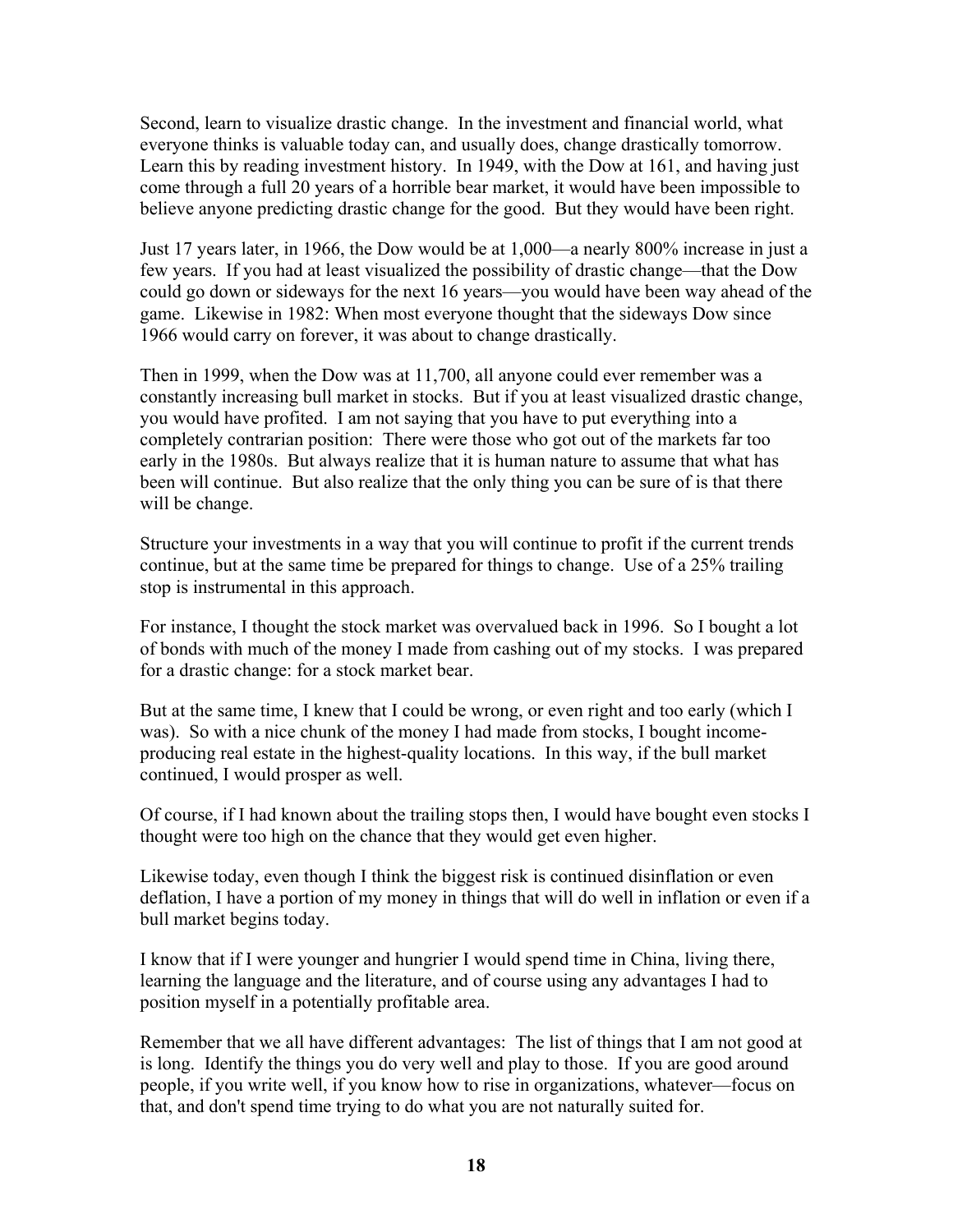Second, learn to visualize drastic change. In the investment and financial world, what everyone thinks is valuable today can, and usually does, change drastically tomorrow. Learn this by reading investment history. In 1949, with the Dow at 161, and having just come through a full 20 years of a horrible bear market, it would have been impossible to believe anyone predicting drastic change for the good. But they would have been right.

Just 17 years later, in 1966, the Dow would be at 1,000—a nearly 800% increase in just a few years. If you had at least visualized the possibility of drastic change—that the Dow could go down or sideways for the next 16 years—you would have been way ahead of the game. Likewise in 1982: When most everyone thought that the sideways Dow since 1966 would carry on forever, it was about to change drastically.

Then in 1999, when the Dow was at 11,700, all anyone could ever remember was a constantly increasing bull market in stocks. But if you at least visualized drastic change, you would have profited. I am not saying that you have to put everything into a completely contrarian position: There were those who got out of the markets far too early in the 1980s. But always realize that it is human nature to assume that what has been will continue. But also realize that the only thing you can be sure of is that there will be change.

Structure your investments in a way that you will continue to profit if the current trends continue, but at the same time be prepared for things to change. Use of a 25% trailing stop is instrumental in this approach.

For instance, I thought the stock market was overvalued back in 1996. So I bought a lot of bonds with much of the money I made from cashing out of my stocks. I was prepared for a drastic change: for a stock market bear.

But at the same time, I knew that I could be wrong, or even right and too early (which I was). So with a nice chunk of the money I had made from stocks, I bought income-producing real estate in the highest-quality locations. In this way, if the bull market continued, I would prosper as well.

Of course, if I had known about the trailing stops then, I would have bought even stocks I thought were too high on the chance that they would get even higher.

Likewise today, even though I think the biggest risk is continued disinflation or even deflation, I have a portion of my money in things that will do well in inflation or even if a bull market begins today.

I know that if I were younger and hungrier I would spend time in China, living there, learning the language and the literature, and of course using any advantages I had to position myself in a potentially profitable area.

Remember that we all have different advantages: The list of things that I am not good at is long. Identify the things you do very well and play to those. If you are good around people, if you write well, if you know how to rise in organizations, whatever—focus on that, and don't spend time trying to do what you are not naturally suited for.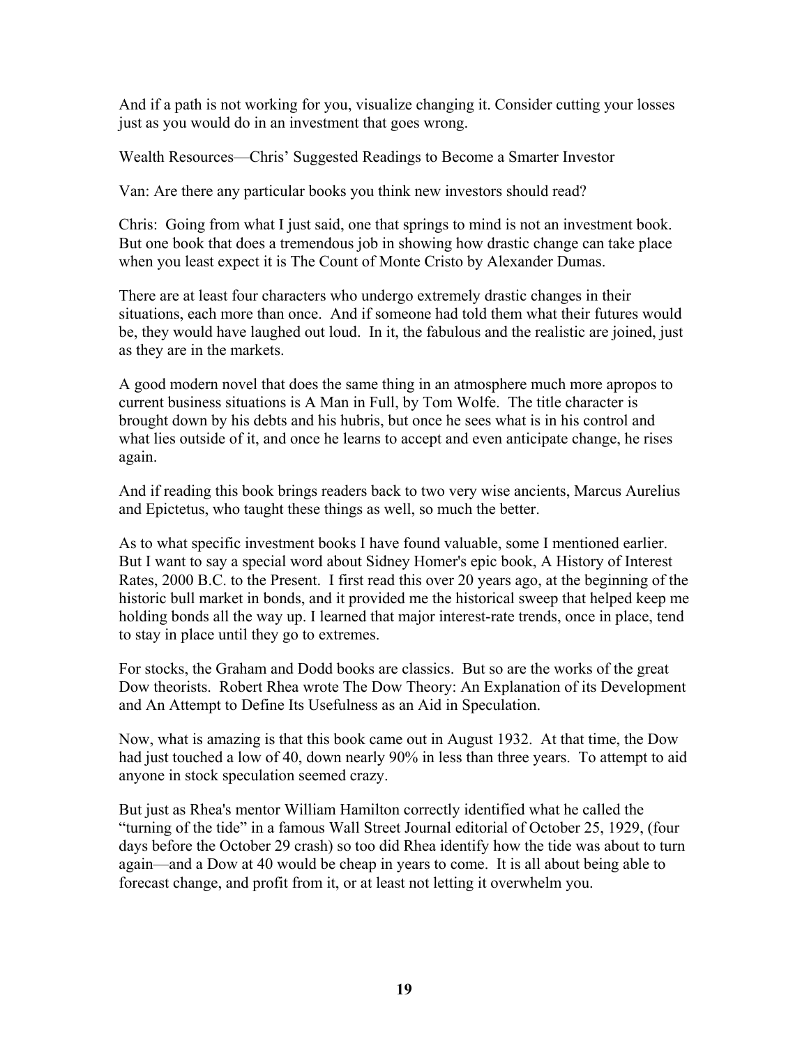And if a path is not working for you, visualize changing it. Consider cutting your losses just as you would do in an investment that goes wrong.

## Wealth Resources—Chris' Suggested Readings to Become a Smarter Investor

Van: Are there any particular books you think new investors should read?

Chris: Going from what I just said, one that springs to mind is not an investment book. But one book that does a tremendous job in showing how drastic change can take place when you least expect it is The Count of Monte Cristo by Alexander Dumas.

There are at least four characters who undergo extremely drastic changes in their situations, each more than once. And if someone had told them what their futures would be, they would have laughed out loud. In it, the fabulous and the realistic are joined, just as they are in the markets.

A good modern novel that does the same thing in an atmosphere much more apropos to current business situations is A Man in Full, by Tom Wolfe. The title character is brought down by his debts and his hubris, but once he sees what is in his control and what lies outside of it, and once he learns to accept and even anticipate change, he rises again.

And if reading this book brings readers back to two very wise ancients, Marcus Aurelius and Epictetus, who taught these things as well, so much the better.

As to what specific investment books I have found valuable, some I mentioned earlier. But I want to say a special word about Sidney Homer's epic book, A History of Interest Rates, 2000 B.C. to the Present. I first read this over 20 years ago, at the beginning of the historic bull market in bonds, and it provided me the historical sweep that helped keep me holding bonds all the way up. I learned that major interest-rate trends, once in place, tend to stay in place until they go to extremes.

For stocks, the Graham and Dodd books are classics. But so are the works of the great Dow theorists. Robert Rhea wrote The Dow Theory: An Explanation of its Development and An Attempt to Define Its Usefulness as an Aid in Speculation.

Now, what is amazing is that this book came out in August 1932. At that time, the Dow had just touched a low of 40, down nearly 90% in less than three years. To attempt to aid anyone in stock speculation seemed crazy.

But just as Rhea's mentor William Hamilton correctly identified what he called the "turning of the tide" in a famous Wall Street Journal editorial of October 25, 1929, (four days before the October 29 crash) so too did Rhea identify how the tide was about to turn again—and a Dow at 40 would be cheap in years to come. It is all about being able to forecast change, and profit from it, or at least not letting it overwhelm you.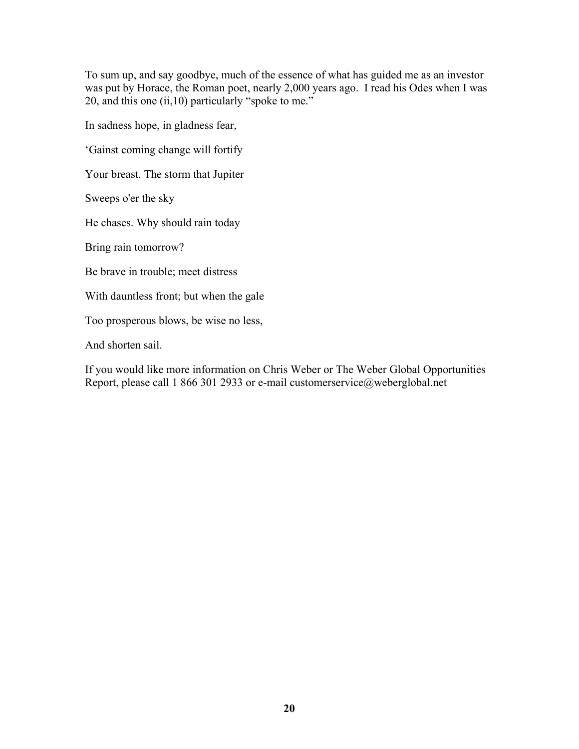To sum up, and say goodbye, much of the essence of what has guided me as an investor was put by Horace, the Roman poet, nearly 2,000 years ago. I read his Odes when I was 20, and this one (ii,10) particularly "spoke to me."

In sadness hope, in gladness fear,

'Gainst coming change will fortify

Your breast. The storm that Jupiter

Sweeps o'er the sky

He chases. Why should rain today

Bring rain tomorrow?

Be brave in trouble; meet distress

With dauntless front; but when the gale

Too prosperous blows, be wise no less,

And shorten sail.

If you would like more information on Chris Weber or The Weber Global Opportunities Report, please call 1 866 301 2933 or e-mail customerservice@weberglobal.net